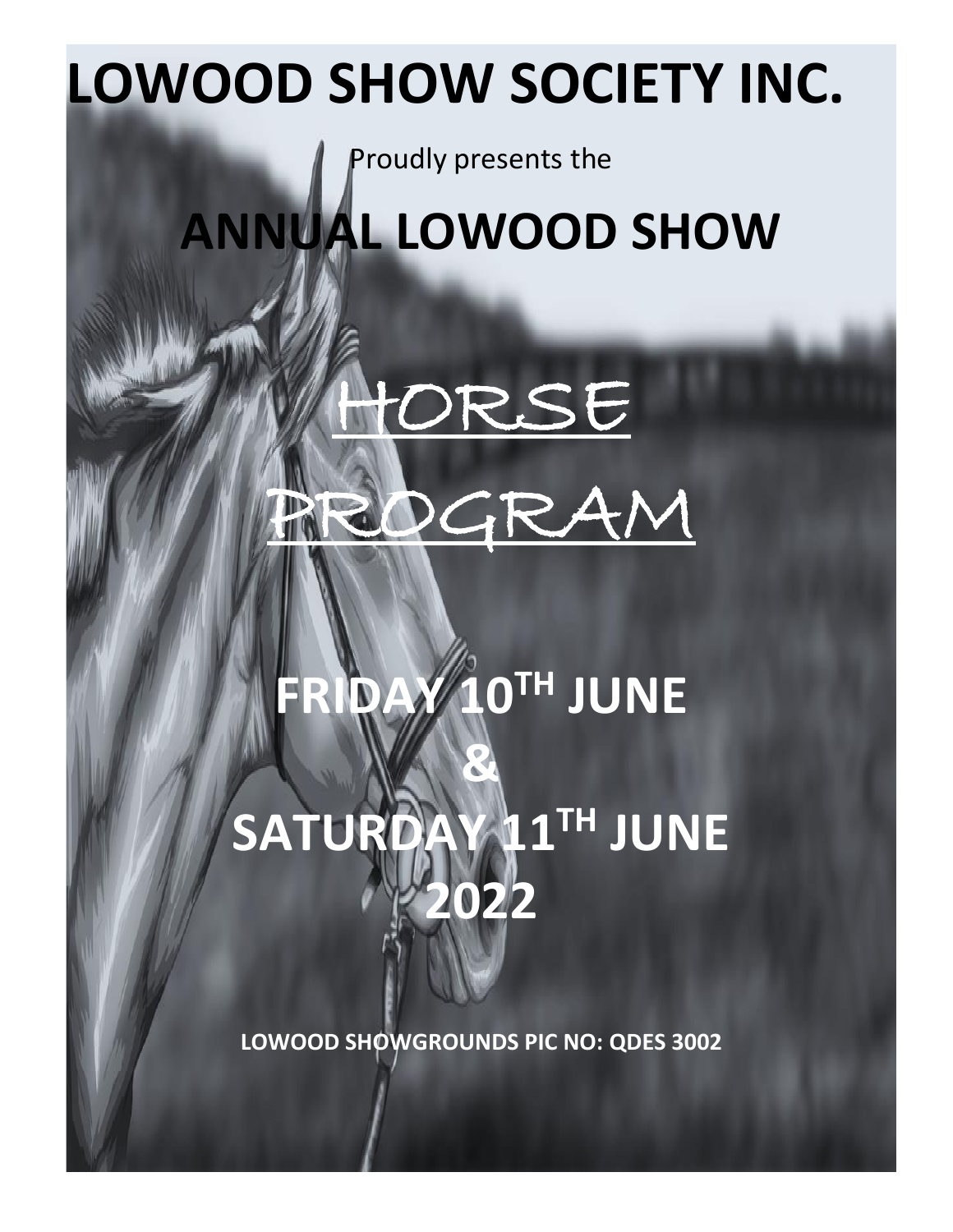# LOWOOD SHOW SOCIETY INC.

Proudly presents the

# ANNUAL LOWOOD SHOW

## HORSE PROGRAM

## FRIDAY 10TH JUNE & SATURDAY 11TH JUNE 2022

**LOWOOD SHOWGROUNDS PIC NO: QDES 3002**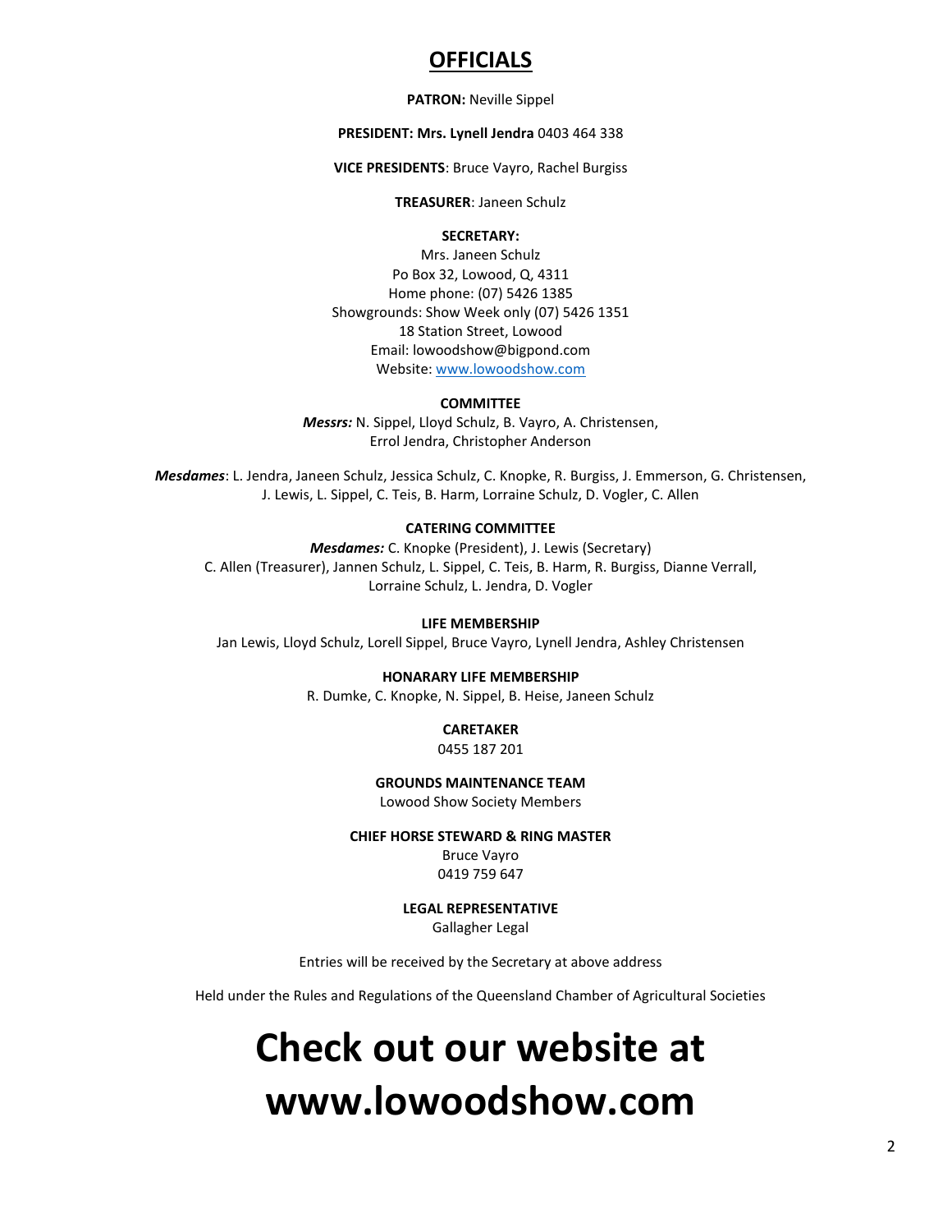# OFFICIALS

**PATRON:** Neville Sippel

**PRESIDENT: Mrs. Lynell Jendra** 0403 464 338

**VICE PRESIDENTS**: Bruce Vayro, Rachel Burgiss

**TREASURER**: Janeen Schulz

**SECRETARY:**
Mrs. Janeen Schulz
Po Box 32, Lowood, Q, 4311
Home phone: (07) 5426 1385
Showgrounds: Show Week only (07) 5426 1351
18 Station Street, Lowood
Email: lowoodshow@bigpond.com
Website: www.lowoodshow.com

**COMMITTEE**
***Messrs:*** N. Sippel, Lloyd Schulz, B. Vayro, A. Christensen, Errol Jendra, Christopher Anderson

***Mesdames***: L. Jendra, Janeen Schulz, Jessica Schulz, C. Knopke, R. Burgiss, J. Emmerson, G. Christensen, J. Lewis, L. Sippel, C. Teis, B. Harm, Lorraine Schulz, D. Vogler, C. Allen

**CATERING COMMITTEE**
***Mesdames:*** C. Knopke (President), J. Lewis (Secretary)
C. Allen (Treasurer), Jannen Schulz, L. Sippel, C. Teis, B. Harm, R. Burgiss, Dianne Verrall, Lorraine Schulz, L. Jendra, D. Vogler

**LIFE MEMBERSHIP**
Jan Lewis, Lloyd Schulz, Lorell Sippel, Bruce Vayro, Lynell Jendra, Ashley Christensen

**HONARARY LIFE MEMBERSHIP**
R. Dumke, C. Knopke, N. Sippel, B. Heise, Janeen Schulz

**CARETAKER**
0455 187 201

**GROUNDS MAINTENANCE TEAM**
Lowood Show Society Members

**CHIEF HORSE STEWARD & RING MASTER**
Bruce Vayro
0419 759 647

**LEGAL REPRESENTATIVE**
Gallagher Legal

Entries will be received by the Secretary at above address

Held under the Rules and Regulations of the Queensland Chamber of Agricultural Societies

# Check out our website at www.lowoodshow.com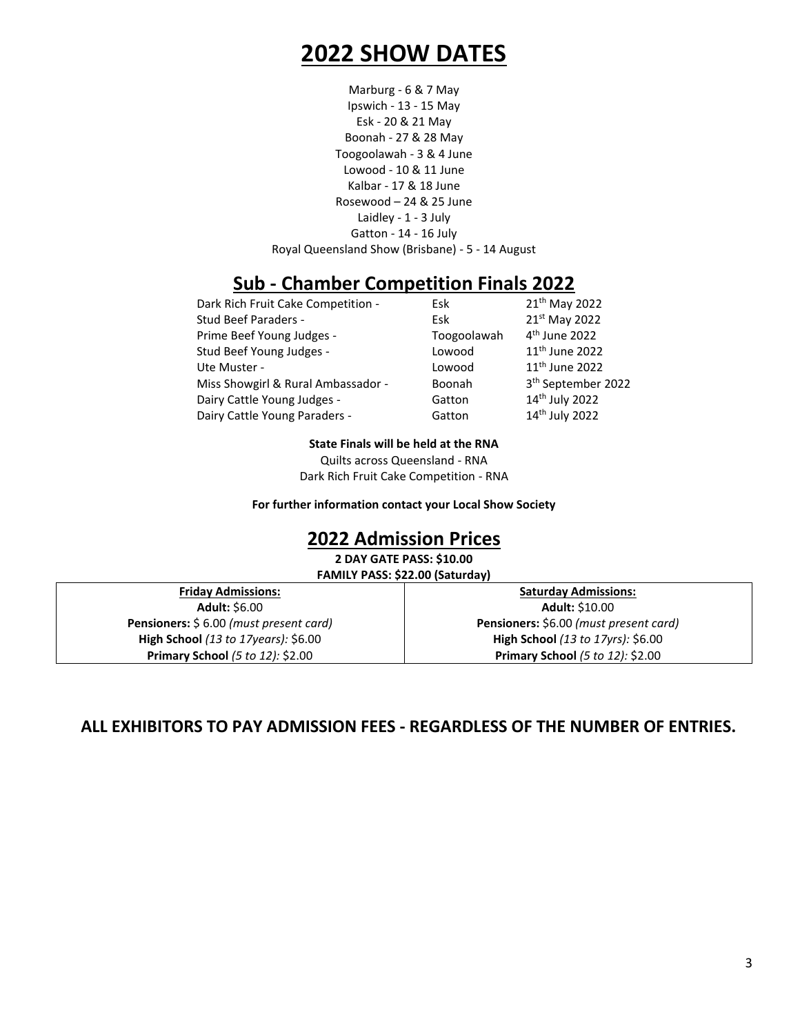# 2022 SHOW DATES

Marburg - 6 & 7 May
Ipswich - 13 - 15 May
Esk - 20 & 21 May
Boonah - 27 & 28 May
Toogoolawah - 3 & 4 June
Lowood - 10 & 11 June
Kalbar - 17 & 18 June
Rosewood – 24 & 25 June
Laidley - 1 - 3 July
Gatton - 14 - 16 July
Royal Queensland Show (Brisbane) - 5 - 14 August

## Sub - Chamber Competition Finals 2022

| | | |
|---|---|---|
| Dark Rich Fruit Cake Competition - | Esk | 21th May 2022 |
| Stud Beef Paraders - | Esk | 21st May 2022 |
| Prime Beef Young Judges - | Toogoolawah | 4th June 2022 |
| Stud Beef Young Judges - | Lowood | 11th June 2022 |
| Ute Muster - | Lowood | 11th June 2022 |
| Miss Showgirl & Rural Ambassador - | Boonah | 3th September 2022 |
| Dairy Cattle Young Judges - | Gatton | 14th July 2022 |
| Dairy Cattle Young Paraders - | Gatton | 14th July 2022 |

**State Finals will be held at the RNA**

Quilts across Queensland - RNA
Dark Rich Fruit Cake Competition - RNA

**For further information contact your Local Show Society**

## 2022 Admission Prices

**2 DAY GATE PASS: $10.00**
**FAMILY PASS: $22.00 (Saturday)**

| **Friday Admissions:** | **Saturday Admissions:** |
|---|---|
| **Adult:** $6.00 | **Adult:** $10.00 |
| **Pensioners:** $ 6.00 *(must present card)* | **Pensioners:** $6.00 *(must present card)* |
| **High School** *(13 to 17years):* $6.00 | **High School** *(13 to 17yrs):* $6.00 |
| **Primary School** *(5 to 12):* $2.00 | **Primary School** *(5 to 12):* $2.00 |

**ALL EXHIBITORS TO PAY ADMISSION FEES - REGARDLESS OF THE NUMBER OF ENTRIES.**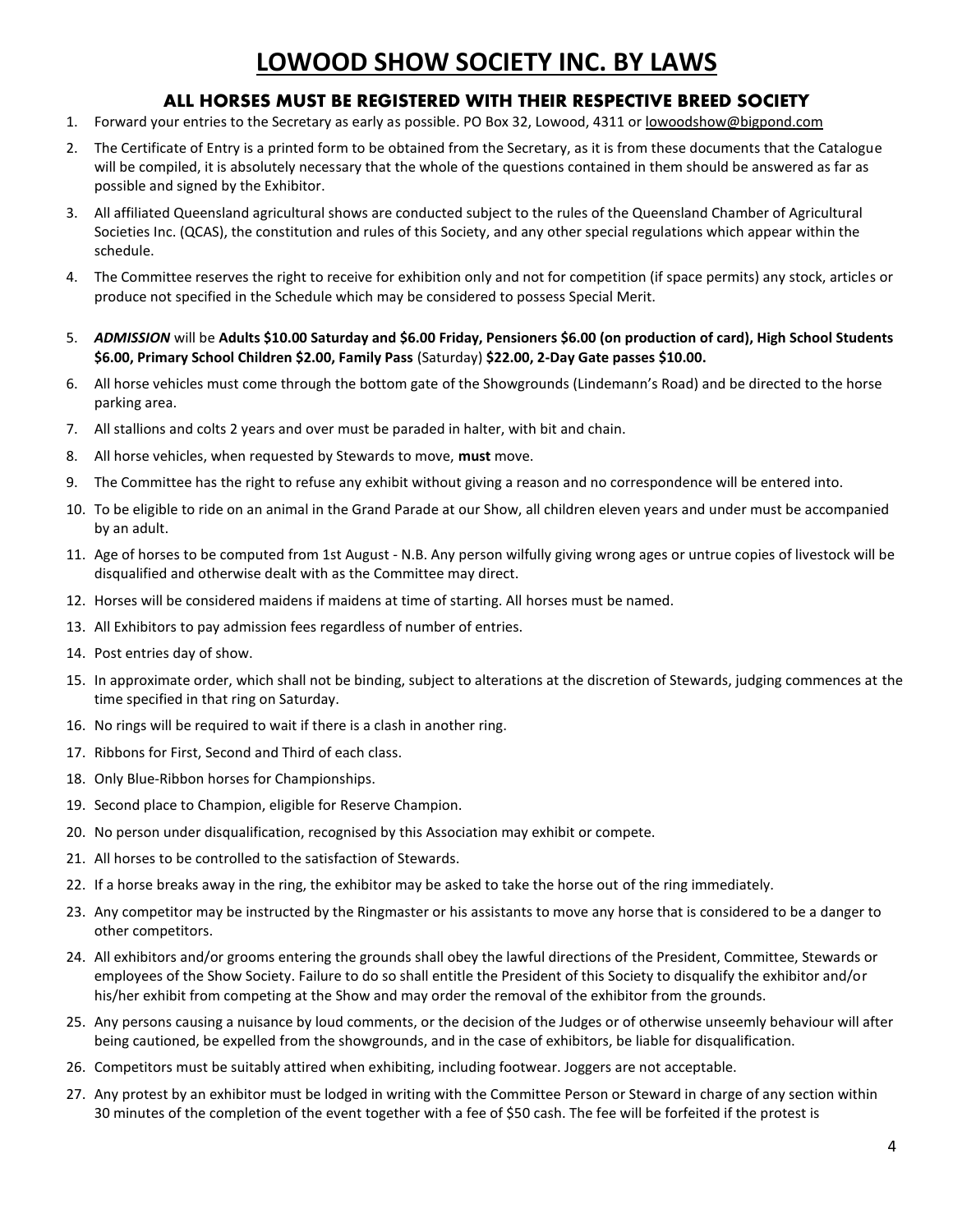# LOWOOD SHOW SOCIETY INC. BY LAWS

## ALL HORSES MUST BE REGISTERED WITH THEIR RESPECTIVE BREED SOCIETY

1. Forward your entries to the Secretary as early as possible. PO Box 32, Lowood, 4311 or lowoodshow@bigpond.com
2. The Certificate of Entry is a printed form to be obtained from the Secretary, as it is from these documents that the Catalogue will be compiled, it is absolutely necessary that the whole of the questions contained in them should be answered as far as possible and signed by the Exhibitor.
3. All affiliated Queensland agricultural shows are conducted subject to the rules of the Queensland Chamber of Agricultural Societies Inc. (QCAS), the constitution and rules of this Society, and any other special regulations which appear within the schedule.
4. The Committee reserves the right to receive for exhibition only and not for competition (if space permits) any stock, articles or produce not specified in the Schedule which may be considered to possess Special Merit.
5. ***ADMISSION*** will be **Adults $10.00 Saturday and $6.00 Friday, Pensioners $6.00 (on production of card), High School Students $6.00, Primary School Children $2.00, Family Pass** (Saturday) **$22.00, 2-Day Gate passes $10.00.**
6. All horse vehicles must come through the bottom gate of the Showgrounds (Lindemann's Road) and be directed to the horse parking area.
7. All stallions and colts 2 years and over must be paraded in halter, with bit and chain.
8. All horse vehicles, when requested by Stewards to move, **must** move.
9. The Committee has the right to refuse any exhibit without giving a reason and no correspondence will be entered into.
10. To be eligible to ride on an animal in the Grand Parade at our Show, all children eleven years and under must be accompanied by an adult.
11. Age of horses to be computed from 1st August - N.B. Any person wilfully giving wrong ages or untrue copies of livestock will be disqualified and otherwise dealt with as the Committee may direct.
12. Horses will be considered maidens if maidens at time of starting. All horses must be named.
13. All Exhibitors to pay admission fees regardless of number of entries.
14. Post entries day of show.
15. In approximate order, which shall not be binding, subject to alterations at the discretion of Stewards, judging commences at the time specified in that ring on Saturday.
16. No rings will be required to wait if there is a clash in another ring.
17. Ribbons for First, Second and Third of each class.
18. Only Blue-Ribbon horses for Championships.
19. Second place to Champion, eligible for Reserve Champion.
20. No person under disqualification, recognised by this Association may exhibit or compete.
21. All horses to be controlled to the satisfaction of Stewards.
22. If a horse breaks away in the ring, the exhibitor may be asked to take the horse out of the ring immediately.
23. Any competitor may be instructed by the Ringmaster or his assistants to move any horse that is considered to be a danger to other competitors.
24. All exhibitors and/or grooms entering the grounds shall obey the lawful directions of the President, Committee, Stewards or employees of the Show Society. Failure to do so shall entitle the President of this Society to disqualify the exhibitor and/or his/her exhibit from competing at the Show and may order the removal of the exhibitor from the grounds.
25. Any persons causing a nuisance by loud comments, or the decision of the Judges or of otherwise unseemly behaviour will after being cautioned, be expelled from the showgrounds, and in the case of exhibitors, be liable for disqualification.
26. Competitors must be suitably attired when exhibiting, including footwear. Joggers are not acceptable.
27. Any protest by an exhibitor must be lodged in writing with the Committee Person or Steward in charge of any section within 30 minutes of the completion of the event together with a fee of $50 cash. The fee will be forfeited if the protest is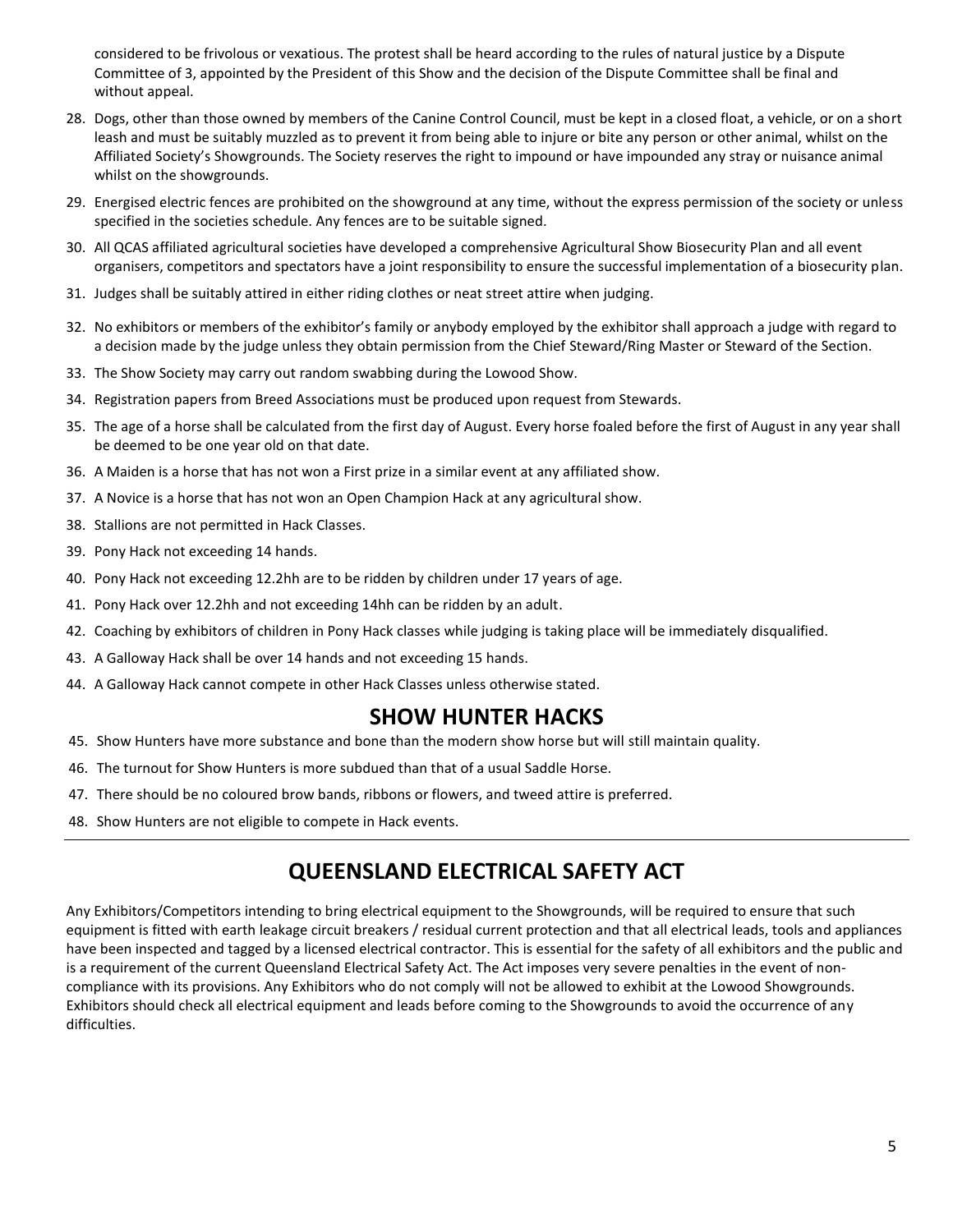considered to be frivolous or vexatious. The protest shall be heard according to the rules of natural justice by a Dispute Committee of 3, appointed by the President of this Show and the decision of the Dispute Committee shall be final and without appeal.

28. Dogs, other than those owned by members of the Canine Control Council, must be kept in a closed float, a vehicle, or on a short leash and must be suitably muzzled as to prevent it from being able to injure or bite any person or other animal, whilst on the Affiliated Society's Showgrounds. The Society reserves the right to impound or have impounded any stray or nuisance animal whilst on the showgrounds.
29. Energised electric fences are prohibited on the showground at any time, without the express permission of the society or unless specified in the societies schedule. Any fences are to be suitable signed.
30. All QCAS affiliated agricultural societies have developed a comprehensive Agricultural Show Biosecurity Plan and all event organisers, competitors and spectators have a joint responsibility to ensure the successful implementation of a biosecurity plan.
31. Judges shall be suitably attired in either riding clothes or neat street attire when judging.
32. No exhibitors or members of the exhibitor's family or anybody employed by the exhibitor shall approach a judge with regard to a decision made by the judge unless they obtain permission from the Chief Steward/Ring Master or Steward of the Section.
33. The Show Society may carry out random swabbing during the Lowood Show.
34. Registration papers from Breed Associations must be produced upon request from Stewards.
35. The age of a horse shall be calculated from the first day of August. Every horse foaled before the first of August in any year shall be deemed to be one year old on that date.
36. A Maiden is a horse that has not won a First prize in a similar event at any affiliated show.
37. A Novice is a horse that has not won an Open Champion Hack at any agricultural show.
38. Stallions are not permitted in Hack Classes.
39. Pony Hack not exceeding 14 hands.
40. Pony Hack not exceeding 12.2hh are to be ridden by children under 17 years of age.
41. Pony Hack over 12.2hh and not exceeding 14hh can be ridden by an adult.
42. Coaching by exhibitors of children in Pony Hack classes while judging is taking place will be immediately disqualified.
43. A Galloway Hack shall be over 14 hands and not exceeding 15 hands.
44. A Galloway Hack cannot compete in other Hack Classes unless otherwise stated.

## SHOW HUNTER HACKS

45. Show Hunters have more substance and bone than the modern show horse but will still maintain quality.
46. The turnout for Show Hunters is more subdued than that of a usual Saddle Horse.
47. There should be no coloured brow bands, ribbons or flowers, and tweed attire is preferred.
48. Show Hunters are not eligible to compete in Hack events.

---

## QUEENSLAND ELECTRICAL SAFETY ACT

Any Exhibitors/Competitors intending to bring electrical equipment to the Showgrounds, will be required to ensure that such equipment is fitted with earth leakage circuit breakers / residual current protection and that all electrical leads, tools and appliances have been inspected and tagged by a licensed electrical contractor. This is essential for the safety of all exhibitors and the public and is a requirement of the current Queensland Electrical Safety Act. The Act imposes very severe penalties in the event of non-compliance with its provisions. Any Exhibitors who do not comply will not be allowed to exhibit at the Lowood Showgrounds. Exhibitors should check all electrical equipment and leads before coming to the Showgrounds to avoid the occurrence of any difficulties.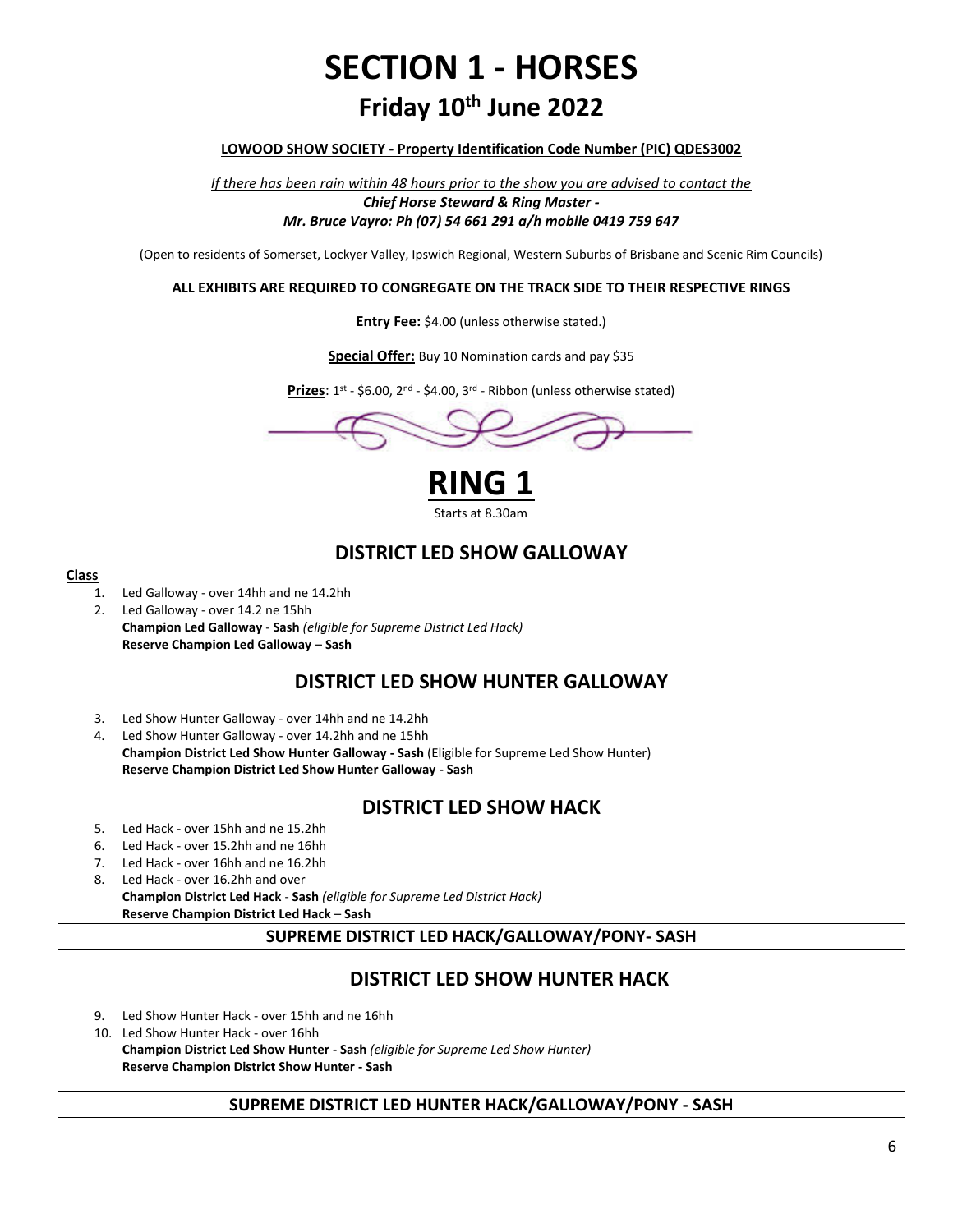# SECTION 1 - HORSES

## Friday 10th June 2022

**LOWOOD SHOW SOCIETY - Property Identification Code Number (PIC) QDES3002**

*If there has been rain within 48 hours prior to the show you are advised to contact the*
***Chief Horse Steward & Ring Master -***
***Mr. Bruce Vayro: Ph (07) 54 661 291 a/h mobile 0419 759 647***

(Open to residents of Somerset, Lockyer Valley, Ipswich Regional, Western Suburbs of Brisbane and Scenic Rim Councils)

**ALL EXHIBITS ARE REQUIRED TO CONGREGATE ON THE TRACK SIDE TO THEIR RESPECTIVE RINGS**

**Entry Fee:** $4.00 (unless otherwise stated.)

**Special Offer:** Buy 10 Nomination cards and pay $35

**Prizes**: 1st - $6.00, 2nd - $4.00, 3rd - Ribbon (unless otherwise stated)

# RING 1

Starts at 8.30am

## DISTRICT LED SHOW GALLOWAY

**Class**

1. Led Galloway - over 14hh and ne 14.2hh
2. Led Galloway - over 14.2 ne 15hh
   **Champion Led Galloway** - **Sash** *(eligible for Supreme District Led Hack)*
   **Reserve Champion Led Galloway** – **Sash**

## DISTRICT LED SHOW HUNTER GALLOWAY

3. Led Show Hunter Galloway - over 14hh and ne 14.2hh
4. Led Show Hunter Galloway - over 14.2hh and ne 15hh
   **Champion District Led Show Hunter Galloway - Sash** (Eligible for Supreme Led Show Hunter)
   **Reserve Champion District Led Show Hunter Galloway - Sash**

## DISTRICT LED SHOW HACK

5. Led Hack - over 15hh and ne 15.2hh
6. Led Hack - over 15.2hh and ne 16hh
7. Led Hack - over 16hh and ne 16.2hh
8. Led Hack - over 16.2hh and over
   **Champion District Led Hack** - **Sash** *(eligible for Supreme Led District Hack)*
   **Reserve Champion District Led Hack** – **Sash**

**SUPREME DISTRICT LED HACK/GALLOWAY/PONY- SASH**

## DISTRICT LED SHOW HUNTER HACK

9. Led Show Hunter Hack - over 15hh and ne 16hh
10. Led Show Hunter Hack - over 16hh
    **Champion District Led Show Hunter - Sash** *(eligible for Supreme Led Show Hunter)*
    **Reserve Champion District Show Hunter - Sash**

**SUPREME DISTRICT LED HUNTER HACK/GALLOWAY/PONY - SASH**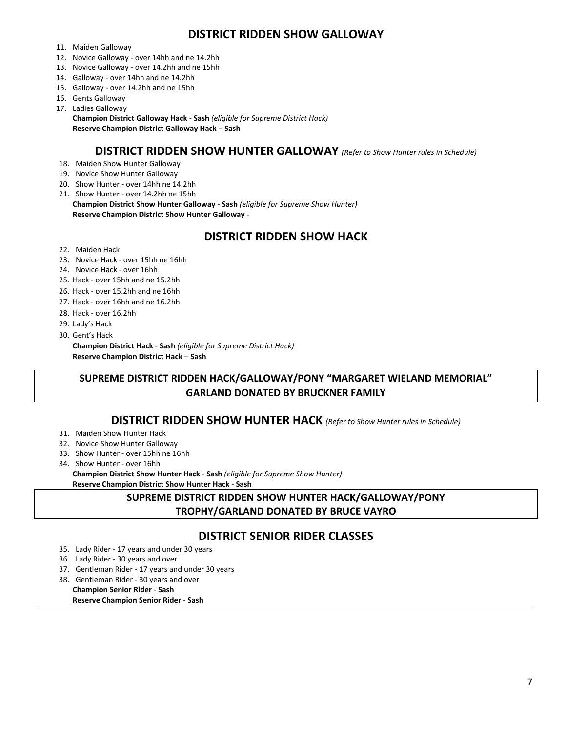## DISTRICT RIDDEN SHOW GALLOWAY

11. Maiden Galloway
12. Novice Galloway - over 14hh and ne 14.2hh
13. Novice Galloway - over 14.2hh and ne 15hh
14. Galloway - over 14hh and ne 14.2hh
15. Galloway - over 14.2hh and ne 15hh
16. Gents Galloway
17. Ladies Galloway

**Champion District Galloway Hack** - **Sash** *(eligible for Supreme District Hack)*
**Reserve Champion District Galloway Hack** – **Sash**

## DISTRICT RIDDEN SHOW HUNTER GALLOWAY *(Refer to Show Hunter rules in Schedule)*

18. Maiden Show Hunter Galloway
19. Novice Show Hunter Galloway
20. Show Hunter - over 14hh ne 14.2hh
21. Show Hunter - over 14.2hh ne 15hh

**Champion District Show Hunter Galloway** - **Sash** *(eligible for Supreme Show Hunter)*
**Reserve Champion District Show Hunter Galloway** -

## DISTRICT RIDDEN SHOW HACK

22. Maiden Hack
23. Novice Hack - over 15hh ne 16hh
24. Novice Hack - over 16hh
25. Hack - over 15hh and ne 15.2hh
26. Hack - over 15.2hh and ne 16hh
27. Hack - over 16hh and ne 16.2hh
28. Hack - over 16.2hh
29. Lady's Hack
30. Gent's Hack

**Champion District Hack** - **Sash** *(eligible for Supreme District Hack)*
**Reserve Champion District Hack** – **Sash**

**SUPREME DISTRICT RIDDEN HACK/GALLOWAY/PONY "MARGARET WIELAND MEMORIAL"**
**GARLAND DONATED BY BRUCKNER FAMILY**

## DISTRICT RIDDEN SHOW HUNTER HACK *(Refer to Show Hunter rules in Schedule)*

31. Maiden Show Hunter Hack
32. Novice Show Hunter Galloway
33. Show Hunter - over 15hh ne 16hh
34. Show Hunter - over 16hh

**Champion District Show Hunter Hack** - **Sash** *(eligible for Supreme Show Hunter)*
**Reserve Champion District Show Hunter Hack** - **Sash**

**SUPREME DISTRICT RIDDEN SHOW HUNTER HACK/GALLOWAY/PONY**
**TROPHY/GARLAND DONATED BY BRUCE VAYRO**

## DISTRICT SENIOR RIDER CLASSES

35. Lady Rider - 17 years and under 30 years
36. Lady Rider - 30 years and over
37. Gentleman Rider - 17 years and under 30 years
38. Gentleman Rider - 30 years and over

**Champion Senior Rider** - **Sash**
**Reserve Champion Senior Rider** - **Sash**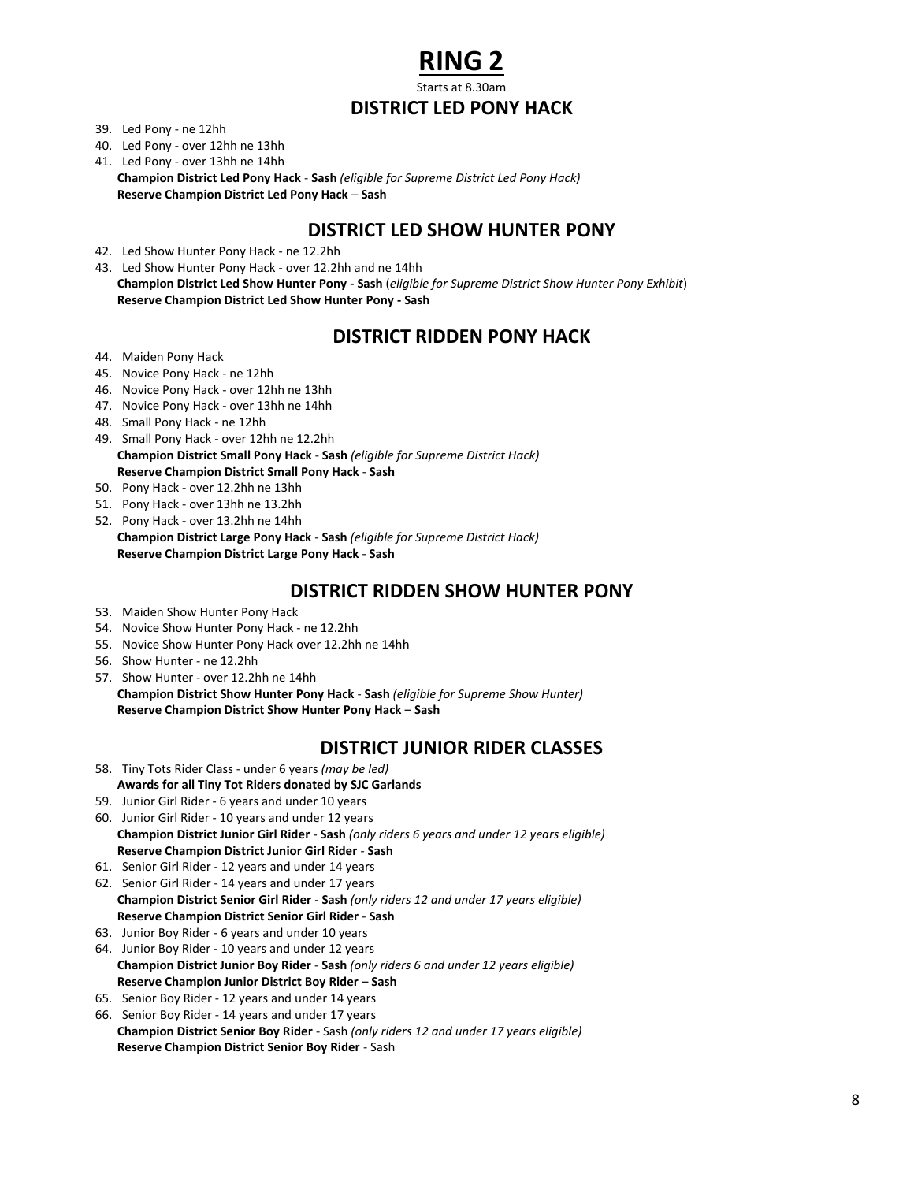# RING 2

Starts at 8.30am

## DISTRICT LED PONY HACK

39. Led Pony - ne 12hh
40. Led Pony - over 12hh ne 13hh
41. Led Pony - over 13hh ne 14hh
    **Champion District Led Pony Hack** - **Sash** *(eligible for Supreme District Led Pony Hack)*
    **Reserve Champion District Led Pony Hack** – **Sash**

## DISTRICT LED SHOW HUNTER PONY

42. Led Show Hunter Pony Hack - ne 12.2hh
43. Led Show Hunter Pony Hack - over 12.2hh and ne 14hh
    **Champion District Led Show Hunter Pony - Sash** (*eligible for Supreme District Show Hunter Pony Exhibit*)
    **Reserve Champion District Led Show Hunter Pony - Sash**

## DISTRICT RIDDEN PONY HACK

44. Maiden Pony Hack
45. Novice Pony Hack - ne 12hh
46. Novice Pony Hack - over 12hh ne 13hh
47. Novice Pony Hack - over 13hh ne 14hh
48. Small Pony Hack - ne 12hh
49. Small Pony Hack - over 12hh ne 12.2hh
    **Champion District Small Pony Hack** - **Sash** *(eligible for Supreme District Hack)*
    **Reserve Champion District Small Pony Hack** - **Sash**
50. Pony Hack - over 12.2hh ne 13hh
51. Pony Hack - over 13hh ne 13.2hh
52. Pony Hack - over 13.2hh ne 14hh
    **Champion District Large Pony Hack** - **Sash** *(eligible for Supreme District Hack)*
    **Reserve Champion District Large Pony Hack** - **Sash**

## DISTRICT RIDDEN SHOW HUNTER PONY

53. Maiden Show Hunter Pony Hack
54. Novice Show Hunter Pony Hack - ne 12.2hh
55. Novice Show Hunter Pony Hack over 12.2hh ne 14hh
56. Show Hunter - ne 12.2hh
57. Show Hunter - over 12.2hh ne 14hh
    **Champion District Show Hunter Pony Hack** - **Sash** *(eligible for Supreme Show Hunter)*
    **Reserve Champion District Show Hunter Pony Hack** – **Sash**

## DISTRICT JUNIOR RIDER CLASSES

58. Tiny Tots Rider Class - under 6 years *(may be led)*
    **Awards for all Tiny Tot Riders donated by SJC Garlands**
59. Junior Girl Rider - 6 years and under 10 years
60. Junior Girl Rider - 10 years and under 12 years
    **Champion District Junior Girl Rider** - **Sash** *(only riders 6 years and under 12 years eligible)*
    **Reserve Champion District Junior Girl Rider** - **Sash**
61. Senior Girl Rider - 12 years and under 14 years
62. Senior Girl Rider - 14 years and under 17 years
    **Champion District Senior Girl Rider** - **Sash** *(only riders 12 and under 17 years eligible)*
    **Reserve Champion District Senior Girl Rider** - **Sash**
63. Junior Boy Rider - 6 years and under 10 years
64. Junior Boy Rider - 10 years and under 12 years
    **Champion District Junior Boy Rider** - **Sash** *(only riders 6 and under 12 years eligible)*
    **Reserve Champion Junior District Boy Rider** – **Sash**
65. Senior Boy Rider - 12 years and under 14 years
66. Senior Boy Rider - 14 years and under 17 years
    **Champion District Senior Boy Rider** - Sash *(only riders 12 and under 17 years eligible)*
    **Reserve Champion District Senior Boy Rider** - Sash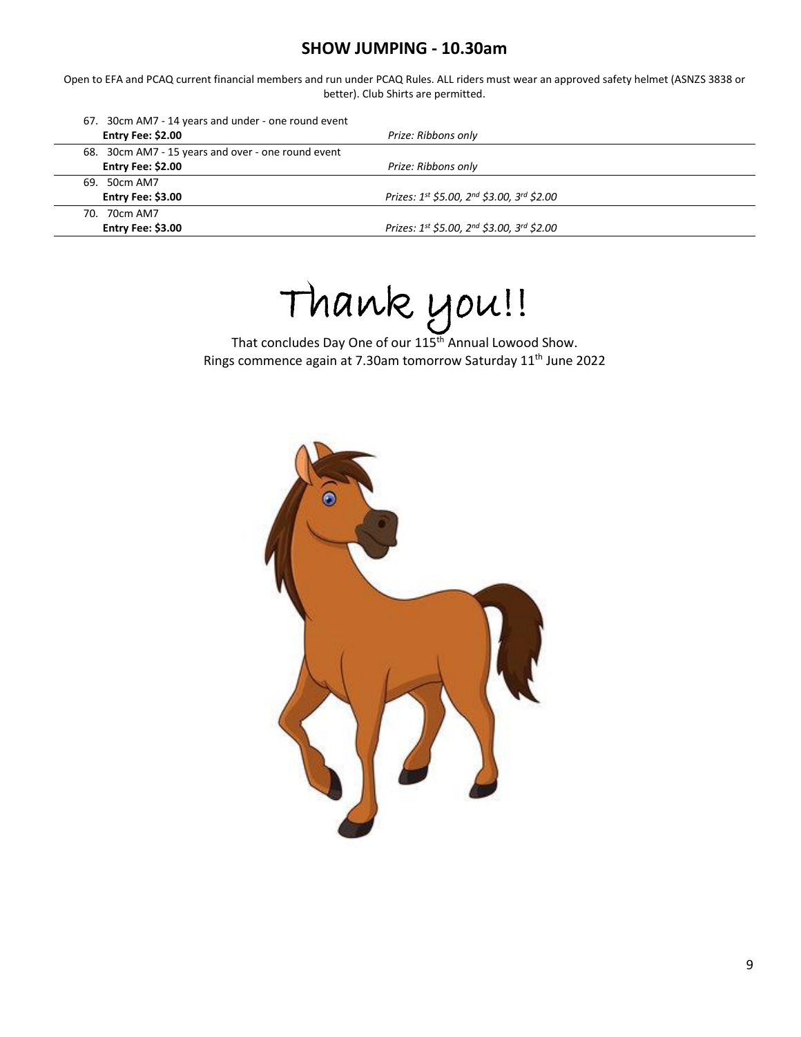## SHOW JUMPING - 10.30am

Open to EFA and PCAQ current financial members and run under PCAQ Rules. ALL riders must wear an approved safety helmet (ASNZS 3838 or better). Club Shirts are permitted.

67. 30cm AM7 - 14 years and under - one round event
**Entry Fee: $2.00** *Prize: Ribbons only*

68. 30cm AM7 - 15 years and over - one round event
**Entry Fee: $2.00** *Prize: Ribbons only*

69. 50cm AM7
**Entry Fee: $3.00** *Prizes: 1st $5.00, 2nd $3.00, 3rd $2.00*

70. 70cm AM7
**Entry Fee: $3.00** *Prizes: 1st $5.00, 2nd $3.00, 3rd $2.00*

# Thank you!!

That concludes Day One of our 115th Annual Lowood Show.
Rings commence again at 7.30am tomorrow Saturday 11th June 2022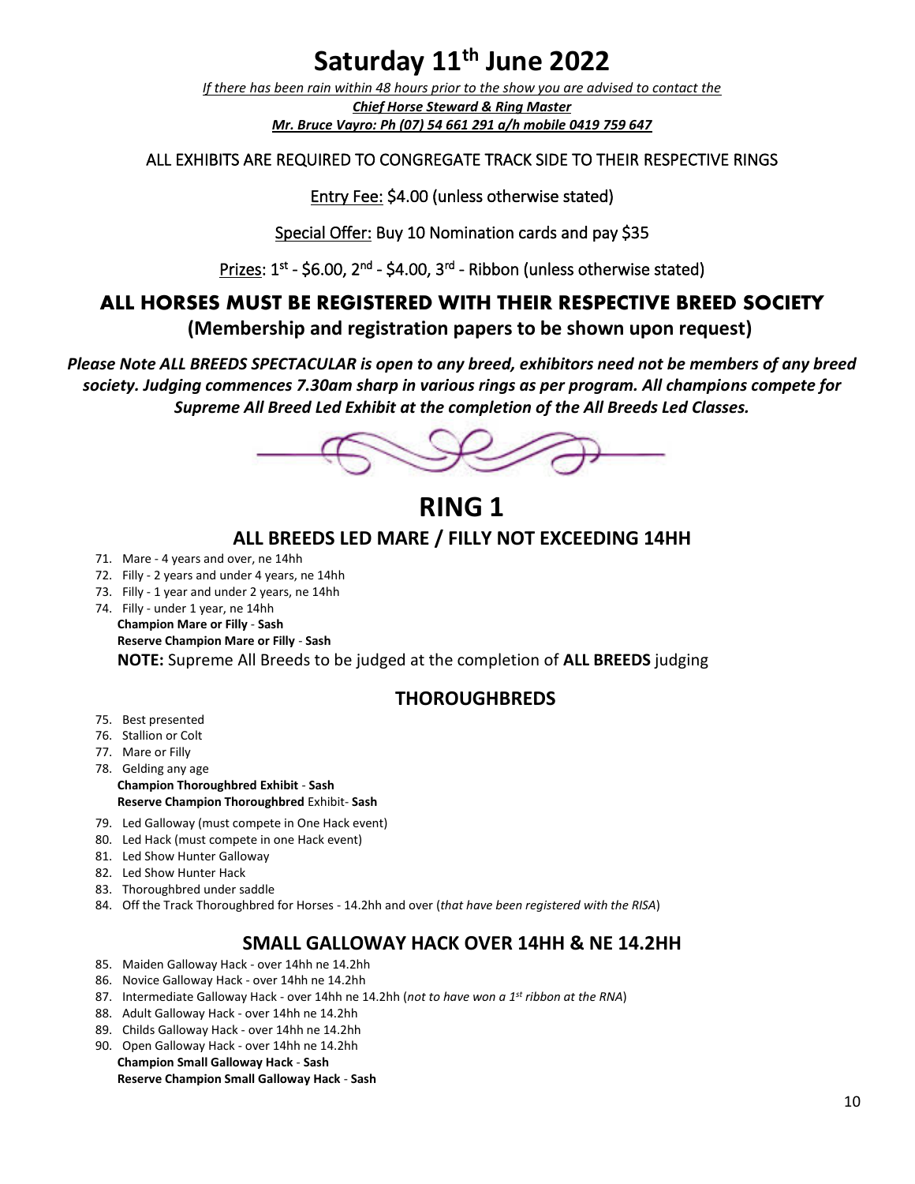# Saturday 11th June 2022

*If there has been rain within 48 hours prior to the show you are advised to contact the*
***Chief Horse Steward & Ring Master***
***Mr. Bruce Vayro: Ph (07) 54 661 291 a/h mobile 0419 759 647***

ALL EXHIBITS ARE REQUIRED TO CONGREGATE TRACK SIDE TO THEIR RESPECTIVE RINGS

Entry Fee: $4.00 (unless otherwise stated)

Special Offer: Buy 10 Nomination cards and pay $35

Prizes: 1st - $6.00, 2nd - $4.00, 3rd - Ribbon (unless otherwise stated)

## ALL HORSES MUST BE REGISTERED WITH THEIR RESPECTIVE BREED SOCIETY

**(Membership and registration papers to be shown upon request)**

***Please Note ALL BREEDS SPECTACULAR is open to any breed, exhibitors need not be members of any breed society. Judging commences 7.30am sharp in various rings as per program. All champions compete for Supreme All Breed Led Exhibit at the completion of the All Breeds Led Classes.***

# RING 1

## ALL BREEDS LED MARE / FILLY NOT EXCEEDING 14HH

71. Mare - 4 years and over, ne 14hh
72. Filly - 2 years and under 4 years, ne 14hh
73. Filly - 1 year and under 2 years, ne 14hh
74. Filly - under 1 year, ne 14hh

**Champion Mare or Filly** - **Sash**
**Reserve Champion Mare or Filly** - **Sash**

**NOTE:** Supreme All Breeds to be judged at the completion of **ALL BREEDS** judging

## THOROUGHBREDS

75. Best presented
76. Stallion or Colt
77. Mare or Filly
78. Gelding any age

**Champion Thoroughbred Exhibit** - **Sash**
**Reserve Champion Thoroughbred** Exhibit- **Sash**

79. Led Galloway (must compete in One Hack event)
80. Led Hack (must compete in one Hack event)
81. Led Show Hunter Galloway
82. Led Show Hunter Hack
83. Thoroughbred under saddle
84. Off the Track Thoroughbred for Horses - 14.2hh and over (*that have been registered with the RISA*)

## SMALL GALLOWAY HACK OVER 14HH & NE 14.2HH

85. Maiden Galloway Hack - over 14hh ne 14.2hh
86. Novice Galloway Hack - over 14hh ne 14.2hh
87. Intermediate Galloway Hack - over 14hh ne 14.2hh (*not to have won a 1st ribbon at the RNA*)
88. Adult Galloway Hack - over 14hh ne 14.2hh
89. Childs Galloway Hack - over 14hh ne 14.2hh
90. Open Galloway Hack - over 14hh ne 14.2hh

**Champion Small Galloway Hack** - **Sash**
**Reserve Champion Small Galloway Hack** - **Sash**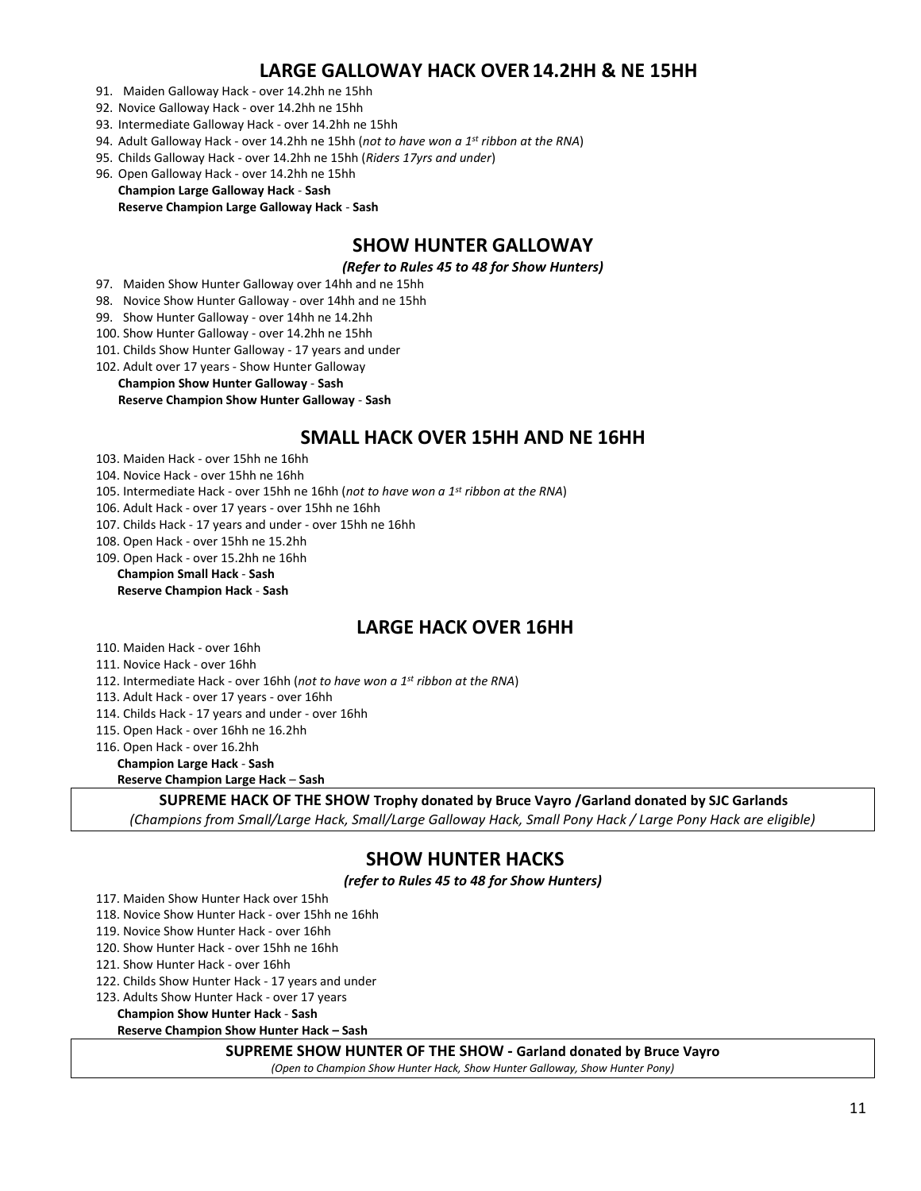## LARGE GALLOWAY HACK OVER 14.2HH & NE 15HH

91. Maiden Galloway Hack - over 14.2hh ne 15hh
92. Novice Galloway Hack - over 14.2hh ne 15hh
93. Intermediate Galloway Hack - over 14.2hh ne 15hh
94. Adult Galloway Hack - over 14.2hh ne 15hh (*not to have won a 1st ribbon at the RNA*)
95. Childs Galloway Hack - over 14.2hh ne 15hh (*Riders 17yrs and under*)
96. Open Galloway Hack - over 14.2hh ne 15hh

**Champion Large Galloway Hack** - **Sash**
**Reserve Champion Large Galloway Hack** - **Sash**

## SHOW HUNTER GALLOWAY

***(Refer to Rules 45 to 48 for Show Hunters)***

97. Maiden Show Hunter Galloway over 14hh and ne 15hh
98. Novice Show Hunter Galloway - over 14hh and ne 15hh
99. Show Hunter Galloway - over 14hh ne 14.2hh
100. Show Hunter Galloway - over 14.2hh ne 15hh
101. Childs Show Hunter Galloway - 17 years and under
102. Adult over 17 years - Show Hunter Galloway

**Champion Show Hunter Galloway** - **Sash**
**Reserve Champion Show Hunter Galloway** - **Sash**

## SMALL HACK OVER 15HH AND NE 16HH

103. Maiden Hack - over 15hh ne 16hh
104. Novice Hack - over 15hh ne 16hh
105. Intermediate Hack - over 15hh ne 16hh (*not to have won a 1st ribbon at the RNA*)
106. Adult Hack - over 17 years - over 15hh ne 16hh
107. Childs Hack - 17 years and under - over 15hh ne 16hh
108. Open Hack - over 15hh ne 15.2hh
109. Open Hack - over 15.2hh ne 16hh

**Champion Small Hack** - **Sash**
**Reserve Champion Hack** - **Sash**

## LARGE HACK OVER 16HH

110. Maiden Hack - over 16hh
111. Novice Hack - over 16hh
112. Intermediate Hack - over 16hh (*not to have won a 1st ribbon at the RNA*)
113. Adult Hack - over 17 years - over 16hh
114. Childs Hack - 17 years and under - over 16hh
115. Open Hack - over 16hh ne 16.2hh
116. Open Hack - over 16.2hh

**Champion Large Hack** - **Sash**
**Reserve Champion Large Hack** – **Sash**

**SUPREME HACK OF THE SHOW Trophy donated by Bruce Vayro /Garland donated by SJC Garlands**

*(Champions from Small/Large Hack, Small/Large Galloway Hack, Small Pony Hack / Large Pony Hack are eligible)*

## SHOW HUNTER HACKS

***(refer to Rules 45 to 48 for Show Hunters)***

117. Maiden Show Hunter Hack over 15hh
118. Novice Show Hunter Hack - over 15hh ne 16hh
119. Novice Show Hunter Hack - over 16hh
120. Show Hunter Hack - over 15hh ne 16hh
121. Show Hunter Hack - over 16hh
122. Childs Show Hunter Hack - 17 years and under
123. Adults Show Hunter Hack - over 17 years

**Champion Show Hunter Hack** - **Sash**
**Reserve Champion Show Hunter Hack – Sash**

**SUPREME SHOW HUNTER OF THE SHOW - Garland donated by Bruce Vayro**

*(Open to Champion Show Hunter Hack, Show Hunter Galloway, Show Hunter Pony)*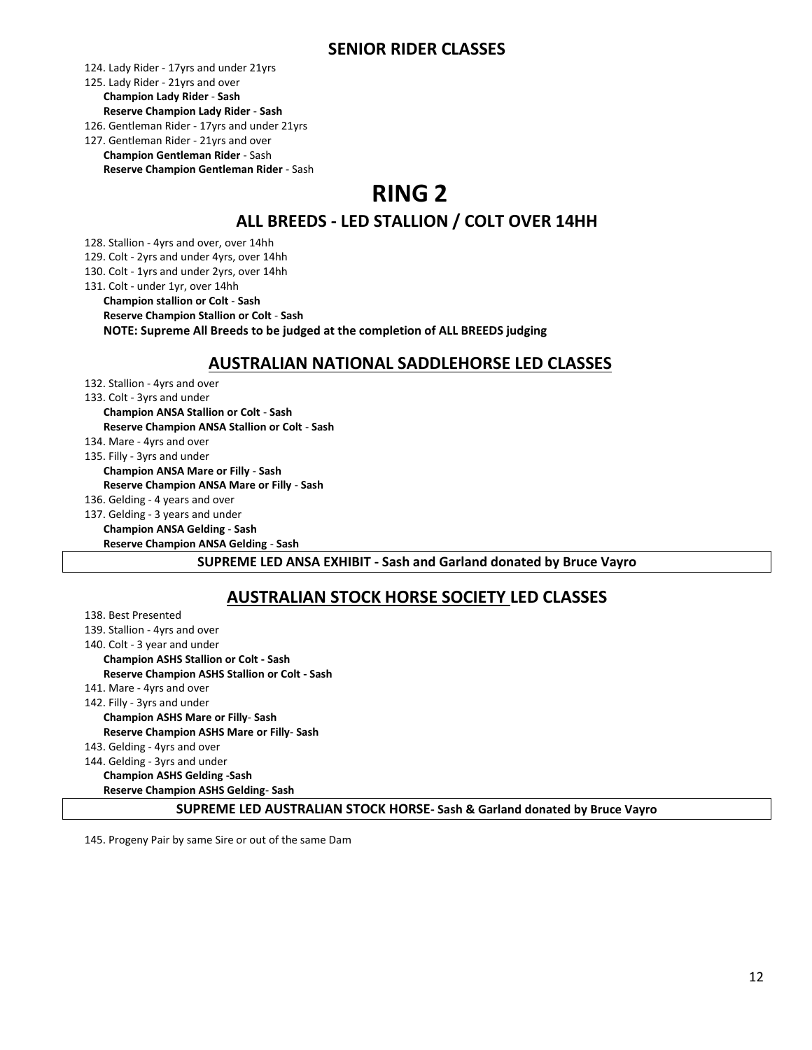## SENIOR RIDER CLASSES

124. Lady Rider - 17yrs and under 21yrs
125. Lady Rider - 21yrs and over
   **Champion Lady Rider** - **Sash**
   **Reserve Champion Lady Rider** - **Sash**
126. Gentleman Rider - 17yrs and under 21yrs
127. Gentleman Rider - 21yrs and over
   **Champion Gentleman Rider** - Sash
   **Reserve Champion Gentleman Rider** - Sash

# RING 2

## ALL BREEDS - LED STALLION / COLT OVER 14HH

128. Stallion - 4yrs and over, over 14hh
129. Colt - 2yrs and under 4yrs, over 14hh
130. Colt - 1yrs and under 2yrs, over 14hh
131. Colt - under 1yr, over 14hh
   **Champion stallion or Colt** - **Sash**
   **Reserve Champion Stallion or Colt** - **Sash**
   **NOTE: Supreme All Breeds to be judged at the completion of ALL BREEDS judging**

## AUSTRALIAN NATIONAL SADDLEHORSE LED CLASSES

132. Stallion - 4yrs and over
133. Colt - 3yrs and under
   **Champion ANSA Stallion or Colt** - **Sash**
   **Reserve Champion ANSA Stallion or Colt** - **Sash**
134. Mare - 4yrs and over
135. Filly - 3yrs and under
   **Champion ANSA Mare or Filly** - **Sash**
   **Reserve Champion ANSA Mare or Filly** - **Sash**
136. Gelding - 4 years and over
137. Gelding - 3 years and under
   **Champion ANSA Gelding** - **Sash**
   **Reserve Champion ANSA Gelding** - **Sash**

**SUPREME LED ANSA EXHIBIT - Sash and Garland donated by Bruce Vayro**

## AUSTRALIAN STOCK HORSE SOCIETY LED CLASSES

138. Best Presented
139. Stallion - 4yrs and over
140. Colt - 3 year and under
   **Champion ASHS Stallion or Colt - Sash**
   **Reserve Champion ASHS Stallion or Colt - Sash**
141. Mare - 4yrs and over
142. Filly - 3yrs and under
   **Champion ASHS Mare or Filly**- **Sash**
   **Reserve Champion ASHS Mare or Filly**- **Sash**
143. Gelding - 4yrs and over
144. Gelding - 3yrs and under
   **Champion ASHS Gelding -Sash**
   **Reserve Champion ASHS Gelding**- **Sash**

**SUPREME LED AUSTRALIAN STOCK HORSE- Sash & Garland donated by Bruce Vayro**

145. Progeny Pair by same Sire or out of the same Dam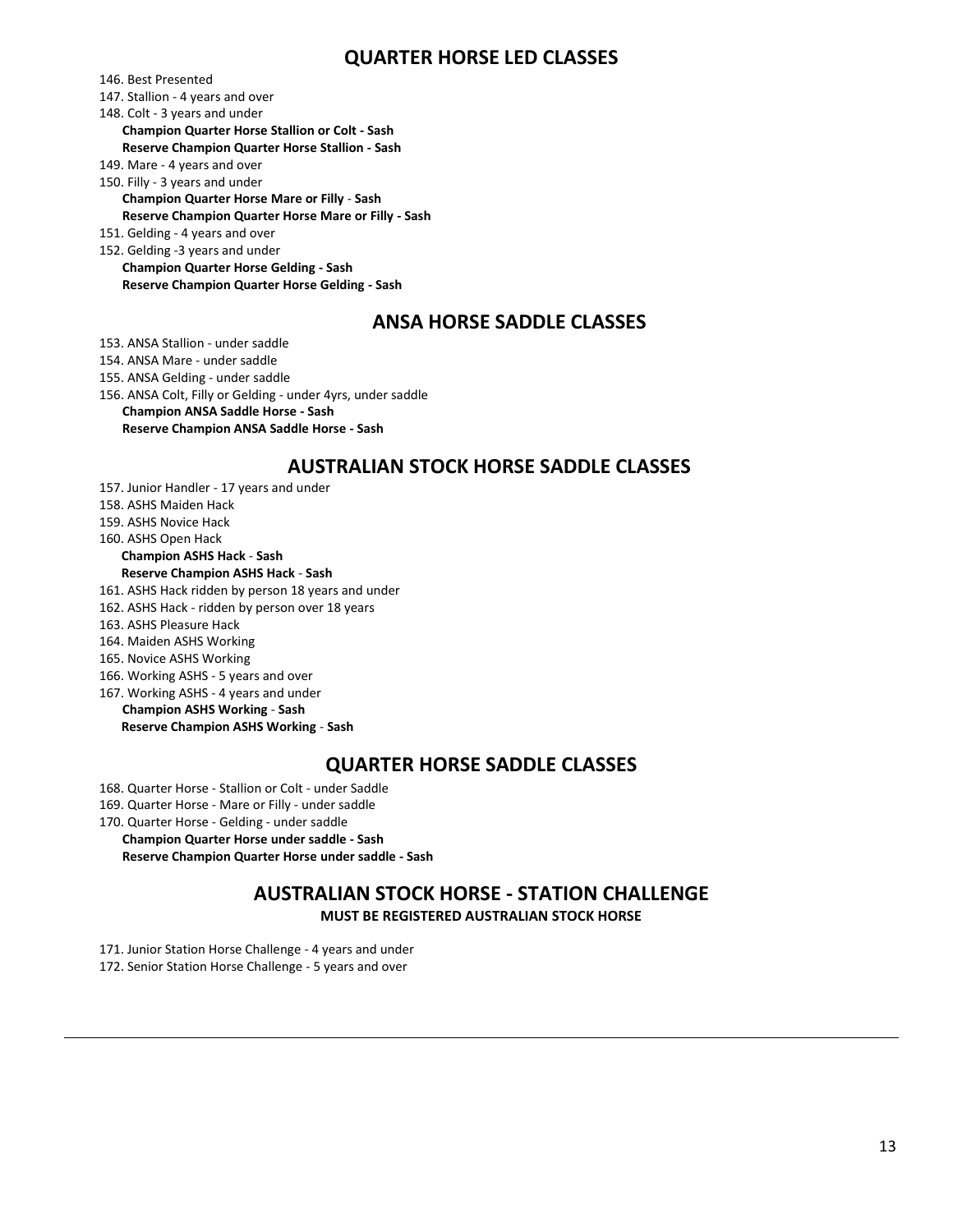## QUARTER HORSE LED CLASSES

146. Best Presented
147. Stallion - 4 years and over
148. Colt - 3 years and under
    **Champion Quarter Horse Stallion or Colt - Sash**
    **Reserve Champion Quarter Horse Stallion - Sash**
149. Mare - 4 years and over
150. Filly - 3 years and under
    **Champion Quarter Horse Mare or Filly - Sash**
    **Reserve Champion Quarter Horse Mare or Filly - Sash**
151. Gelding - 4 years and over
152. Gelding -3 years and under
    **Champion Quarter Horse Gelding - Sash**
    **Reserve Champion Quarter Horse Gelding - Sash**

## ANSA HORSE SADDLE CLASSES

153. ANSA Stallion - under saddle
154. ANSA Mare - under saddle
155. ANSA Gelding - under saddle
156. ANSA Colt, Filly or Gelding - under 4yrs, under saddle
    **Champion ANSA Saddle Horse - Sash**
    **Reserve Champion ANSA Saddle Horse - Sash**

## AUSTRALIAN STOCK HORSE SADDLE CLASSES

157. Junior Handler - 17 years and under
158. ASHS Maiden Hack
159. ASHS Novice Hack
160. ASHS Open Hack
    **Champion ASHS Hack - Sash**
    **Reserve Champion ASHS Hack - Sash**
161. ASHS Hack ridden by person 18 years and under
162. ASHS Hack - ridden by person over 18 years
163. ASHS Pleasure Hack
164. Maiden ASHS Working
165. Novice ASHS Working
166. Working ASHS - 5 years and over
167. Working ASHS - 4 years and under
    **Champion ASHS Working - Sash**
    **Reserve Champion ASHS Working - Sash**

## QUARTER HORSE SADDLE CLASSES

168. Quarter Horse - Stallion or Colt - under Saddle
169. Quarter Horse - Mare or Filly - under saddle
170. Quarter Horse - Gelding - under saddle
    **Champion Quarter Horse under saddle - Sash**
    **Reserve Champion Quarter Horse under saddle - Sash**

## AUSTRALIAN STOCK HORSE - STATION CHALLENGE

**MUST BE REGISTERED AUSTRALIAN STOCK HORSE**

171. Junior Station Horse Challenge - 4 years and under
172. Senior Station Horse Challenge - 5 years and over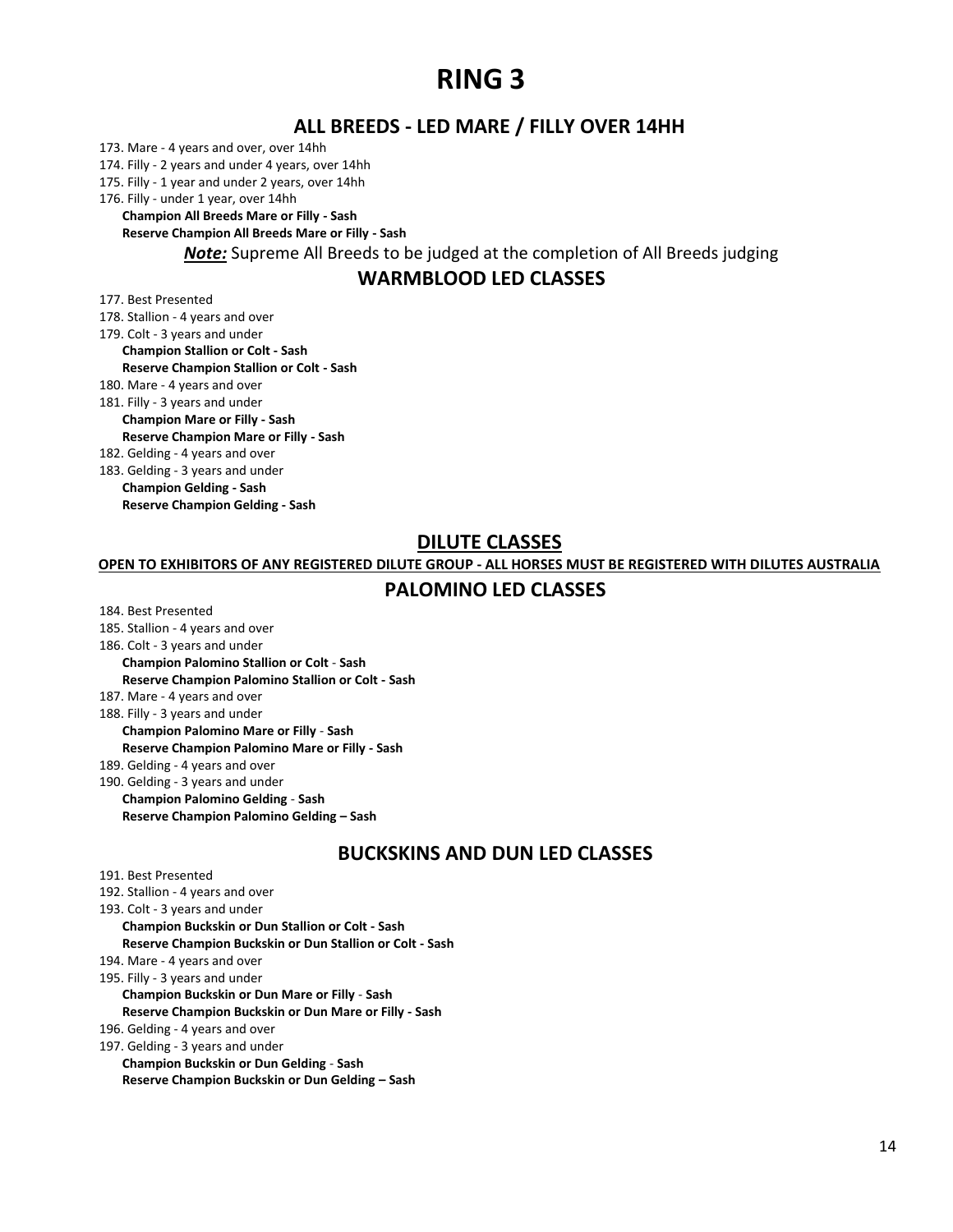# RING 3

## ALL BREEDS - LED MARE / FILLY OVER 14HH

173. Mare - 4 years and over, over 14hh
174. Filly - 2 years and under 4 years, over 14hh
175. Filly - 1 year and under 2 years, over 14hh
176. Filly - under 1 year, over 14hh

**Champion All Breeds Mare or Filly - Sash**
**Reserve Champion All Breeds Mare or Filly - Sash**

***Note:*** Supreme All Breeds to be judged at the completion of All Breeds judging

## WARMBLOOD LED CLASSES

177. Best Presented
178. Stallion - 4 years and over
179. Colt - 3 years and under

**Champion Stallion or Colt - Sash**
**Reserve Champion Stallion or Colt - Sash**

180. Mare - 4 years and over
181. Filly - 3 years and under

**Champion Mare or Filly - Sash**
**Reserve Champion Mare or Filly - Sash**

182. Gelding - 4 years and over
183. Gelding - 3 years and under

**Champion Gelding - Sash**
**Reserve Champion Gelding - Sash**

## DILUTE CLASSES

**OPEN TO EXHIBITORS OF ANY REGISTERED DILUTE GROUP - ALL HORSES MUST BE REGISTERED WITH DILUTES AUSTRALIA**

## PALOMINO LED CLASSES

184. Best Presented
185. Stallion - 4 years and over
186. Colt - 3 years and under

**Champion Palomino Stallion or Colt - Sash**
**Reserve Champion Palomino Stallion or Colt - Sash**

187. Mare - 4 years and over
188. Filly - 3 years and under

**Champion Palomino Mare or Filly - Sash**
**Reserve Champion Palomino Mare or Filly - Sash**

189. Gelding - 4 years and over
190. Gelding - 3 years and under

**Champion Palomino Gelding - Sash**
**Reserve Champion Palomino Gelding – Sash**

## BUCKSKINS AND DUN LED CLASSES

191. Best Presented
192. Stallion - 4 years and over
193. Colt - 3 years and under

**Champion Buckskin or Dun Stallion or Colt - Sash**
**Reserve Champion Buckskin or Dun Stallion or Colt - Sash**

194. Mare - 4 years and over
195. Filly - 3 years and under

**Champion Buckskin or Dun Mare or Filly - Sash**
**Reserve Champion Buckskin or Dun Mare or Filly - Sash**

196. Gelding - 4 years and over
197. Gelding - 3 years and under

**Champion Buckskin or Dun Gelding - Sash**
**Reserve Champion Buckskin or Dun Gelding – Sash**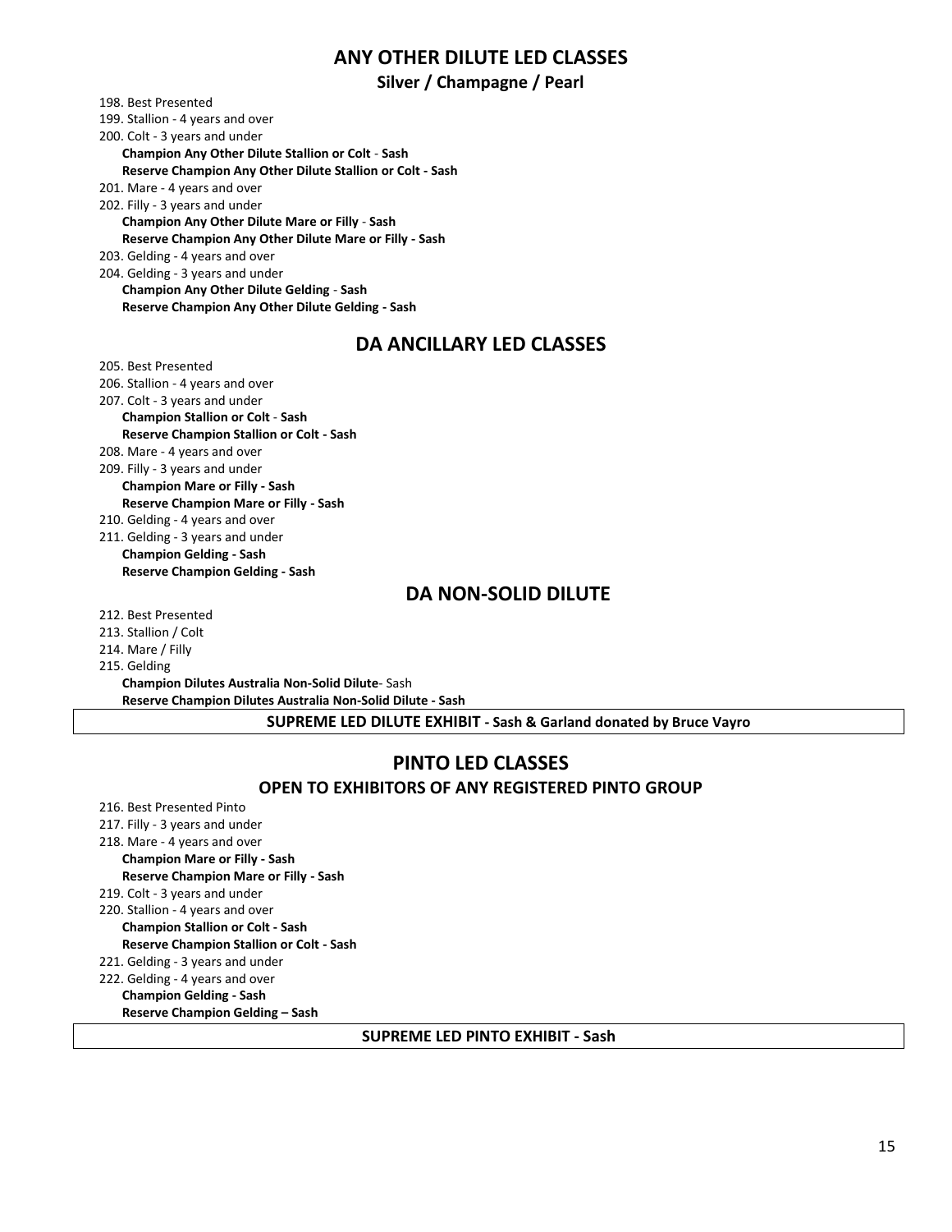## ANY OTHER DILUTE LED CLASSES

### Silver / Champagne / Pearl

198. Best Presented
199. Stallion - 4 years and over
200. Colt - 3 years and under

    **Champion Any Other Dilute Stallion or Colt - Sash**
    **Reserve Champion Any Other Dilute Stallion or Colt - Sash**

201. Mare - 4 years and over
202. Filly - 3 years and under

    **Champion Any Other Dilute Mare or Filly - Sash**
    **Reserve Champion Any Other Dilute Mare or Filly - Sash**

203. Gelding - 4 years and over
204. Gelding - 3 years and under

    **Champion Any Other Dilute Gelding - Sash**
    **Reserve Champion Any Other Dilute Gelding - Sash**

## DA ANCILLARY LED CLASSES

205. Best Presented
206. Stallion - 4 years and over
207. Colt - 3 years and under

    **Champion Stallion or Colt - Sash**
    **Reserve Champion Stallion or Colt - Sash**

208. Mare - 4 years and over
209. Filly - 3 years and under

    **Champion Mare or Filly - Sash**
    **Reserve Champion Mare or Filly - Sash**

210. Gelding - 4 years and over
211. Gelding - 3 years and under

    **Champion Gelding - Sash**
    **Reserve Champion Gelding - Sash**

## DA NON-SOLID DILUTE

212. Best Presented
213. Stallion / Colt
214. Mare / Filly
215. Gelding

    **Champion Dilutes Australia Non-Solid Dilute**- Sash
    **Reserve Champion Dilutes Australia Non-Solid Dilute - Sash**

**SUPREME LED DILUTE EXHIBIT - Sash & Garland donated by Bruce Vayro**

## PINTO LED CLASSES

### OPEN TO EXHIBITORS OF ANY REGISTERED PINTO GROUP

216. Best Presented Pinto
217. Filly - 3 years and under
218. Mare - 4 years and over

    **Champion Mare or Filly - Sash**
    **Reserve Champion Mare or Filly - Sash**

219. Colt - 3 years and under
220. Stallion - 4 years and over

    **Champion Stallion or Colt - Sash**
    **Reserve Champion Stallion or Colt - Sash**

221. Gelding - 3 years and under
222. Gelding - 4 years and over

    **Champion Gelding - Sash**
    **Reserve Champion Gelding – Sash**

**SUPREME LED PINTO EXHIBIT - Sash**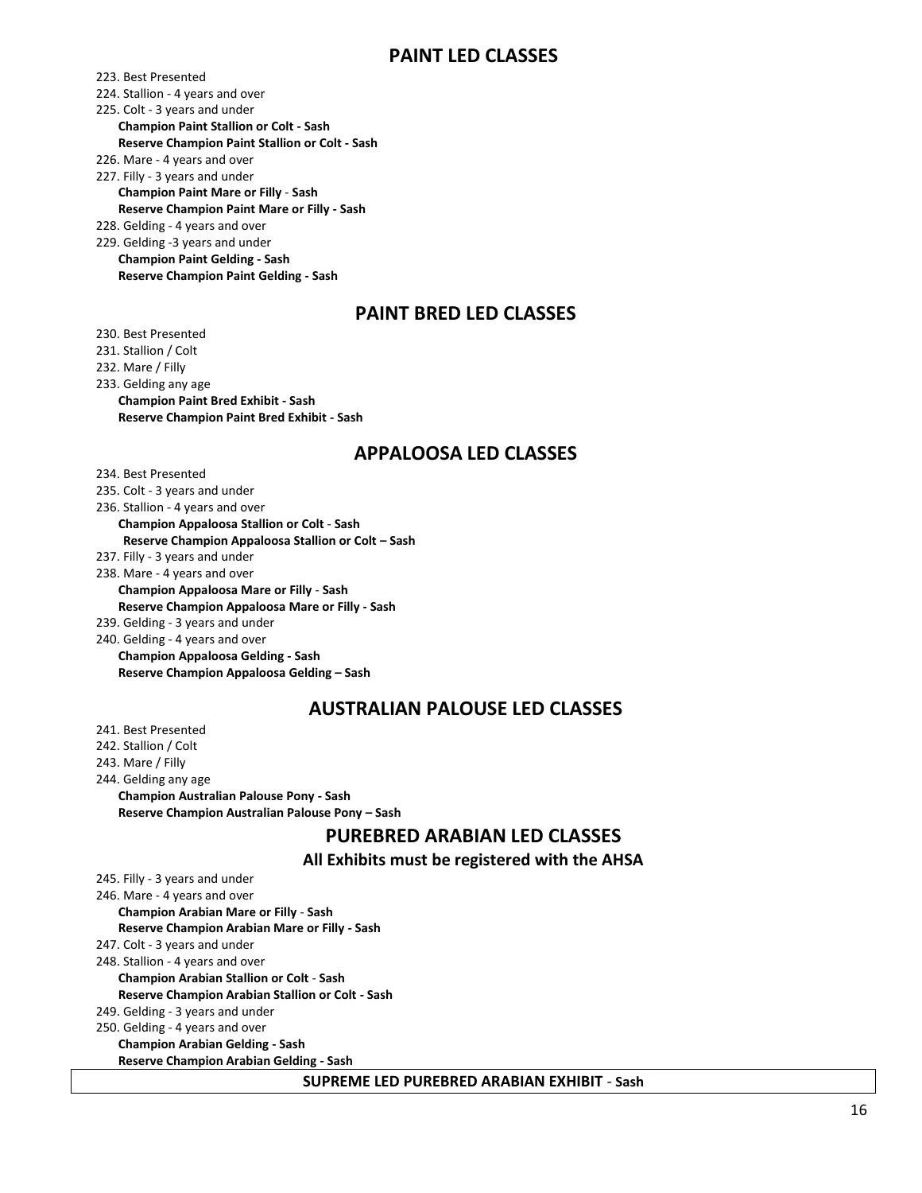## PAINT LED CLASSES

223. Best Presented
224. Stallion - 4 years and over
225. Colt - 3 years and under
    **Champion Paint Stallion or Colt - Sash**
    **Reserve Champion Paint Stallion or Colt - Sash**
226. Mare - 4 years and over
227. Filly - 3 years and under
    **Champion Paint Mare or Filly - Sash**
    **Reserve Champion Paint Mare or Filly - Sash**
228. Gelding - 4 years and over
229. Gelding -3 years and under
    **Champion Paint Gelding - Sash**
    **Reserve Champion Paint Gelding - Sash**

## PAINT BRED LED CLASSES

230. Best Presented
231. Stallion / Colt
232. Mare / Filly
233. Gelding any age
    **Champion Paint Bred Exhibit - Sash**
    **Reserve Champion Paint Bred Exhibit - Sash**

## APPALOOSA LED CLASSES

234. Best Presented
235. Colt - 3 years and under
236. Stallion - 4 years and over
    **Champion Appaloosa Stallion or Colt - Sash**
    **Reserve Champion Appaloosa Stallion or Colt – Sash**
237. Filly - 3 years and under
238. Mare - 4 years and over
    **Champion Appaloosa Mare or Filly - Sash**
    **Reserve Champion Appaloosa Mare or Filly - Sash**
239. Gelding - 3 years and under
240. Gelding - 4 years and over
    **Champion Appaloosa Gelding - Sash**
    **Reserve Champion Appaloosa Gelding – Sash**

## AUSTRALIAN PALOUSE LED CLASSES

241. Best Presented
242. Stallion / Colt
243. Mare / Filly
244. Gelding any age
    **Champion Australian Palouse Pony - Sash**
    **Reserve Champion Australian Palouse Pony – Sash**

## PUREBRED ARABIAN LED CLASSES

### All Exhibits must be registered with the AHSA

245. Filly - 3 years and under
246. Mare - 4 years and over
    **Champion Arabian Mare or Filly - Sash**
    **Reserve Champion Arabian Mare or Filly - Sash**
247. Colt - 3 years and under
248. Stallion - 4 years and over
    **Champion Arabian Stallion or Colt - Sash**
    **Reserve Champion Arabian Stallion or Colt - Sash**
249. Gelding - 3 years and under
250. Gelding - 4 years and over
    **Champion Arabian Gelding - Sash**
    **Reserve Champion Arabian Gelding - Sash**

**SUPREME LED PUREBRED ARABIAN EXHIBIT - Sash**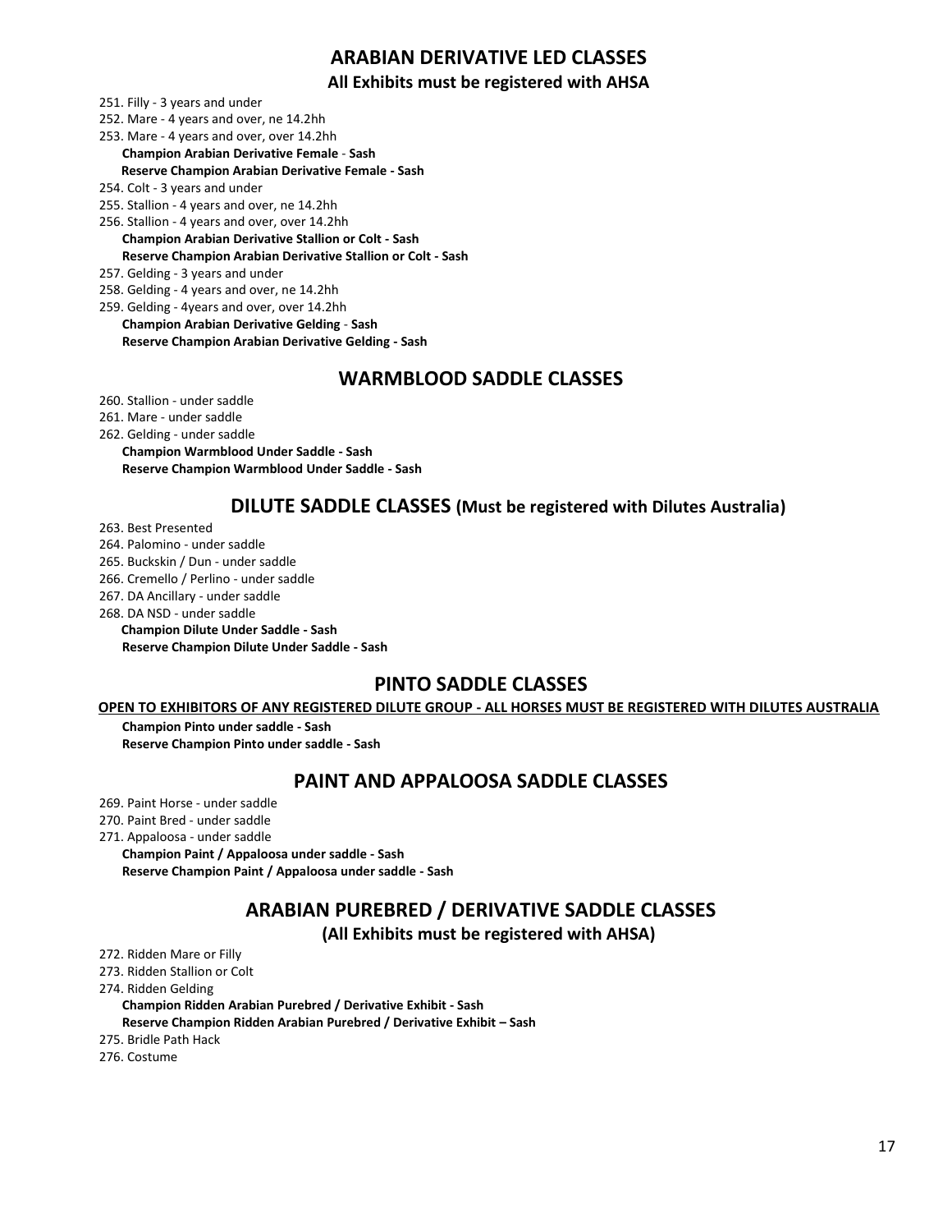## ARABIAN DERIVATIVE LED CLASSES

**All Exhibits must be registered with AHSA**

251. Filly - 3 years and under
252. Mare - 4 years and over, ne 14.2hh
253. Mare - 4 years and over, over 14.2hh

**Champion Arabian Derivative Female** - **Sash**
**Reserve Champion Arabian Derivative Female - Sash**

254. Colt - 3 years and under
255. Stallion - 4 years and over, ne 14.2hh
256. Stallion - 4 years and over, over 14.2hh

**Champion Arabian Derivative Stallion or Colt - Sash**
**Reserve Champion Arabian Derivative Stallion or Colt - Sash**

257. Gelding - 3 years and under
258. Gelding - 4 years and over, ne 14.2hh
259. Gelding - 4years and over, over 14.2hh

**Champion Arabian Derivative Gelding** - **Sash**
**Reserve Champion Arabian Derivative Gelding - Sash**

## WARMBLOOD SADDLE CLASSES

260. Stallion - under saddle
261. Mare - under saddle
262. Gelding - under saddle

**Champion Warmblood Under Saddle - Sash**
**Reserve Champion Warmblood Under Saddle - Sash**

## DILUTE SADDLE CLASSES (Must be registered with Dilutes Australia)

263. Best Presented
264. Palomino - under saddle
265. Buckskin / Dun - under saddle
266. Cremello / Perlino - under saddle
267. DA Ancillary - under saddle
268. DA NSD - under saddle

**Champion Dilute Under Saddle - Sash**
**Reserve Champion Dilute Under Saddle - Sash**

## PINTO SADDLE CLASSES

**OPEN TO EXHIBITORS OF ANY REGISTERED DILUTE GROUP - ALL HORSES MUST BE REGISTERED WITH DILUTES AUSTRALIA**

**Champion Pinto under saddle - Sash**
**Reserve Champion Pinto under saddle - Sash**

## PAINT AND APPALOOSA SADDLE CLASSES

269. Paint Horse - under saddle
270. Paint Bred - under saddle
271. Appaloosa - under saddle

**Champion Paint / Appaloosa under saddle - Sash**
**Reserve Champion Paint / Appaloosa under saddle - Sash**

## ARABIAN PUREBRED / DERIVATIVE SADDLE CLASSES

**(All Exhibits must be registered with AHSA)**

272. Ridden Mare or Filly
273. Ridden Stallion or Colt
274. Ridden Gelding

**Champion Ridden Arabian Purebred / Derivative Exhibit - Sash**
**Reserve Champion Ridden Arabian Purebred / Derivative Exhibit – Sash**

275. Bridle Path Hack
276. Costume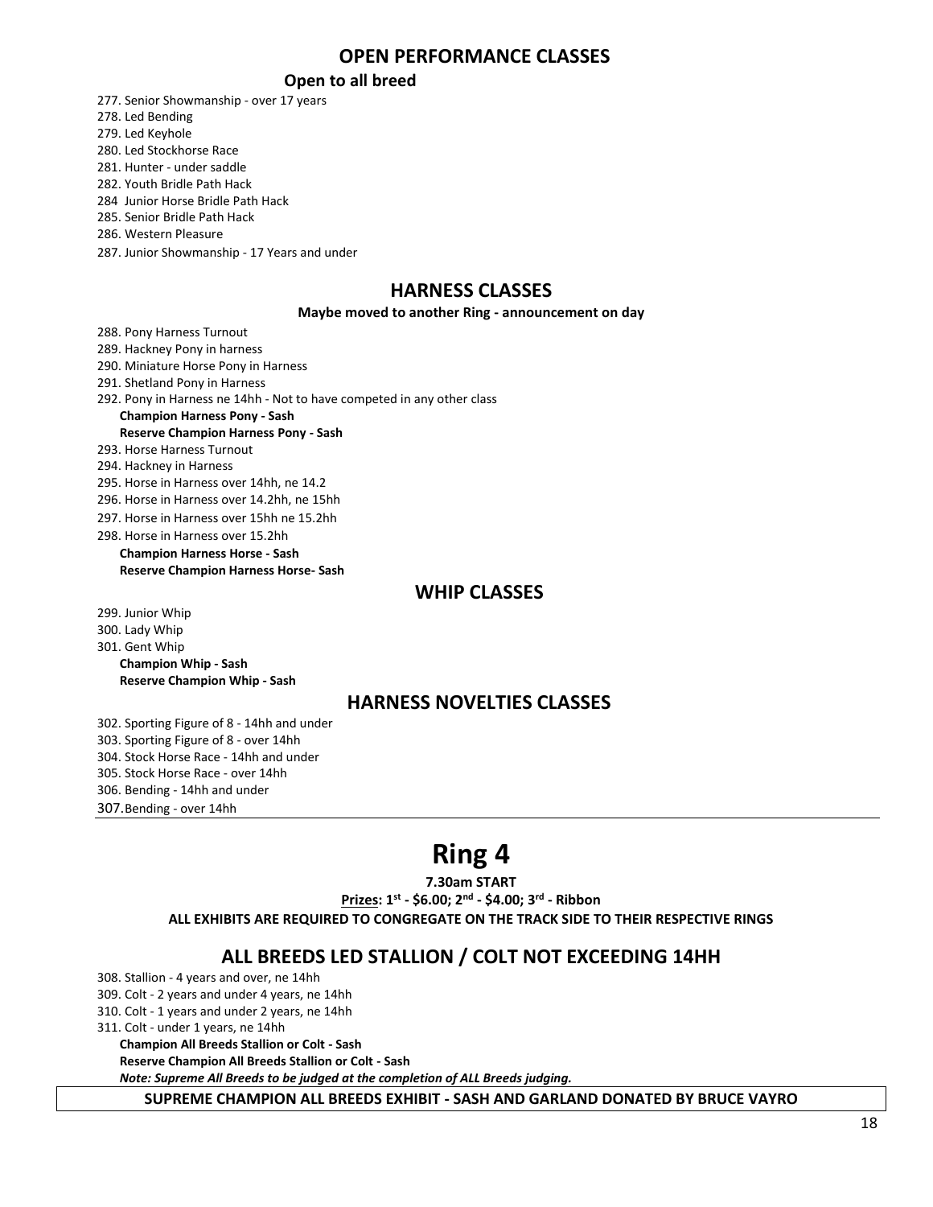## OPEN PERFORMANCE CLASSES

**Open to all breed**

277. Senior Showmanship - over 17 years
278. Led Bending
279. Led Keyhole
280. Led Stockhorse Race
281. Hunter - under saddle
282. Youth Bridle Path Hack
284 Junior Horse Bridle Path Hack
285. Senior Bridle Path Hack
286. Western Pleasure
287. Junior Showmanship - 17 Years and under

## HARNESS CLASSES

**Maybe moved to another Ring - announcement on day**

288. Pony Harness Turnout
289. Hackney Pony in harness
290. Miniature Horse Pony in Harness
291. Shetland Pony in Harness
292. Pony in Harness ne 14hh - Not to have competed in any other class

**Champion Harness Pony - Sash**
**Reserve Champion Harness Pony - Sash**

293. Horse Harness Turnout
294. Hackney in Harness
295. Horse in Harness over 14hh, ne 14.2
296. Horse in Harness over 14.2hh, ne 15hh
297. Horse in Harness over 15hh ne 15.2hh
298. Horse in Harness over 15.2hh

**Champion Harness Horse - Sash**
**Reserve Champion Harness Horse- Sash**

## WHIP CLASSES

299. Junior Whip
300. Lady Whip
301. Gent Whip

**Champion Whip - Sash**
**Reserve Champion Whip - Sash**

## HARNESS NOVELTIES CLASSES

302. Sporting Figure of 8 - 14hh and under
303. Sporting Figure of 8 - over 14hh
304. Stock Horse Race - 14hh and under
305. Stock Horse Race - over 14hh
306. Bending - 14hh and under
307. Bending - over 14hh

# Ring 4

**7.30am START**

**Prizes: 1st - $6.00; 2nd - $4.00; 3rd - Ribbon**

**ALL EXHIBITS ARE REQUIRED TO CONGREGATE ON THE TRACK SIDE TO THEIR RESPECTIVE RINGS**

## ALL BREEDS LED STALLION / COLT NOT EXCEEDING 14HH

308. Stallion - 4 years and over, ne 14hh
309. Colt - 2 years and under 4 years, ne 14hh
310. Colt - 1 years and under 2 years, ne 14hh
311. Colt - under 1 years, ne 14hh

**Champion All Breeds Stallion or Colt - Sash**
**Reserve Champion All Breeds Stallion or Colt - Sash**
***Note: Supreme All Breeds to be judged at the completion of ALL Breeds judging.***

**SUPREME CHAMPION ALL BREEDS EXHIBIT - SASH AND GARLAND DONATED BY BRUCE VAYRO**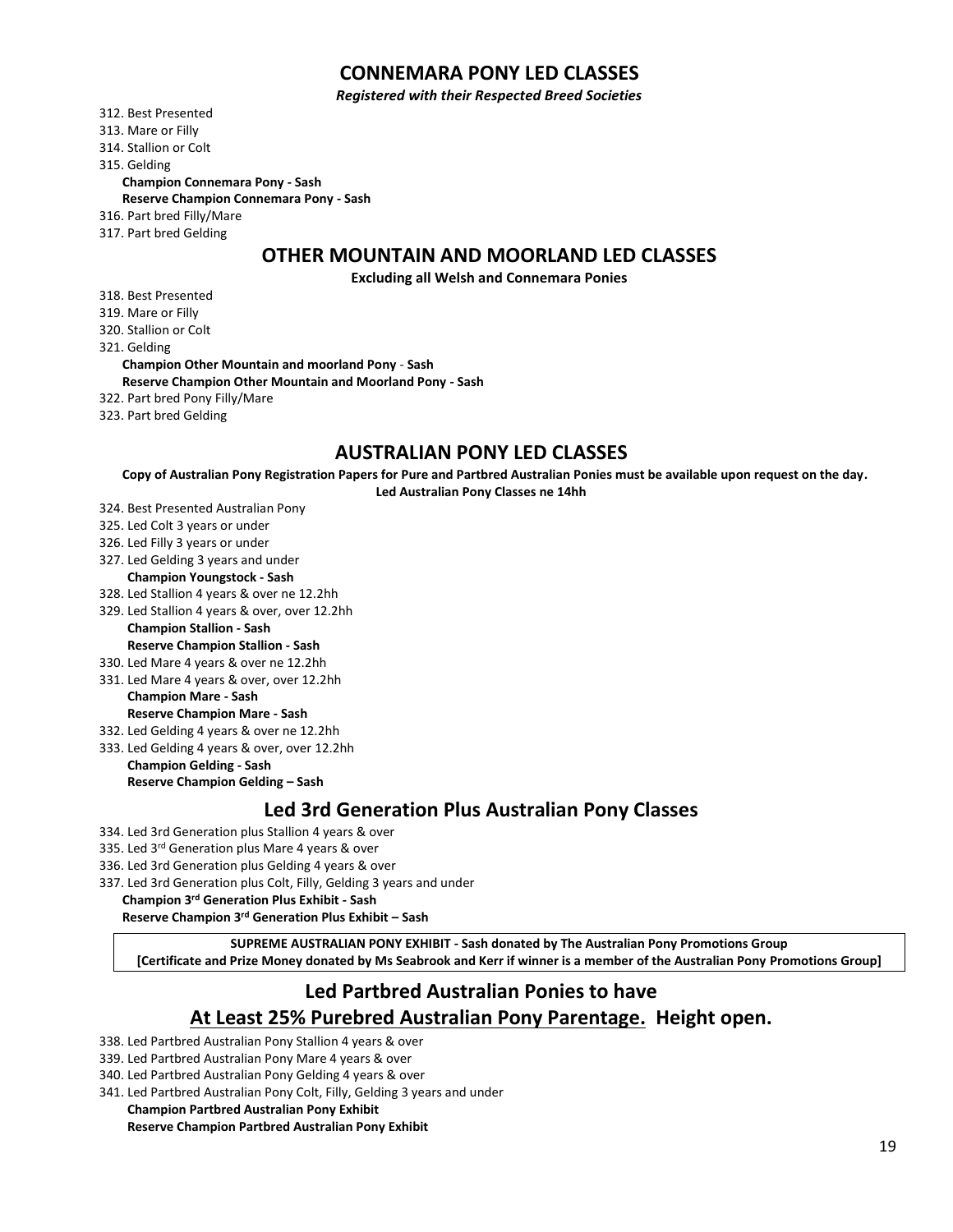## CONNEMARA PONY LED CLASSES

***Registered with their Respected Breed Societies***

312. Best Presented
313. Mare or Filly
314. Stallion or Colt
315. Gelding

**Champion Connemara Pony - Sash**
**Reserve Champion Connemara Pony - Sash**

316. Part bred Filly/Mare
317. Part bred Gelding

## OTHER MOUNTAIN AND MOORLAND LED CLASSES

**Excluding all Welsh and Connemara Ponies**

318. Best Presented
319. Mare or Filly
320. Stallion or Colt
321. Gelding

**Champion Other Mountain and moorland Pony - Sash**
**Reserve Champion Other Mountain and Moorland Pony - Sash**

322. Part bred Pony Filly/Mare
323. Part bred Gelding

## AUSTRALIAN PONY LED CLASSES

**Copy of Australian Pony Registration Papers for Pure and Partbred Australian Ponies must be available upon request on the day.**
**Led Australian Pony Classes ne 14hh**

324. Best Presented Australian Pony
325. Led Colt 3 years or under
326. Led Filly 3 years or under
327. Led Gelding 3 years and under

**Champion Youngstock - Sash**

328. Led Stallion 4 years & over ne 12.2hh
329. Led Stallion 4 years & over, over 12.2hh

**Champion Stallion - Sash**
**Reserve Champion Stallion - Sash**

330. Led Mare 4 years & over ne 12.2hh
331. Led Mare 4 years & over, over 12.2hh

**Champion Mare - Sash**
**Reserve Champion Mare - Sash**

332. Led Gelding 4 years & over ne 12.2hh
333. Led Gelding 4 years & over, over 12.2hh

**Champion Gelding - Sash**
**Reserve Champion Gelding – Sash**

## Led 3rd Generation Plus Australian Pony Classes

334. Led 3rd Generation plus Stallion 4 years & over
335. Led 3rd Generation plus Mare 4 years & over
336. Led 3rd Generation plus Gelding 4 years & over
337. Led 3rd Generation plus Colt, Filly, Gelding 3 years and under

**Champion 3rd Generation Plus Exhibit - Sash**
**Reserve Champion 3rd Generation Plus Exhibit – Sash**

**SUPREME AUSTRALIAN PONY EXHIBIT - Sash donated by The Australian Pony Promotions Group**
**[Certificate and Prize Money donated by Ms Seabrook and Kerr if winner is a member of the Australian Pony Promotions Group]**

## Led Partbred Australian Ponies to have
## <u>At Least 25% Purebred Australian Pony Parentage.</u> Height open.

338. Led Partbred Australian Pony Stallion 4 years & over
339. Led Partbred Australian Pony Mare 4 years & over
340. Led Partbred Australian Pony Gelding 4 years & over
341. Led Partbred Australian Pony Colt, Filly, Gelding 3 years and under

**Champion Partbred Australian Pony Exhibit**
**Reserve Champion Partbred Australian Pony Exhibit**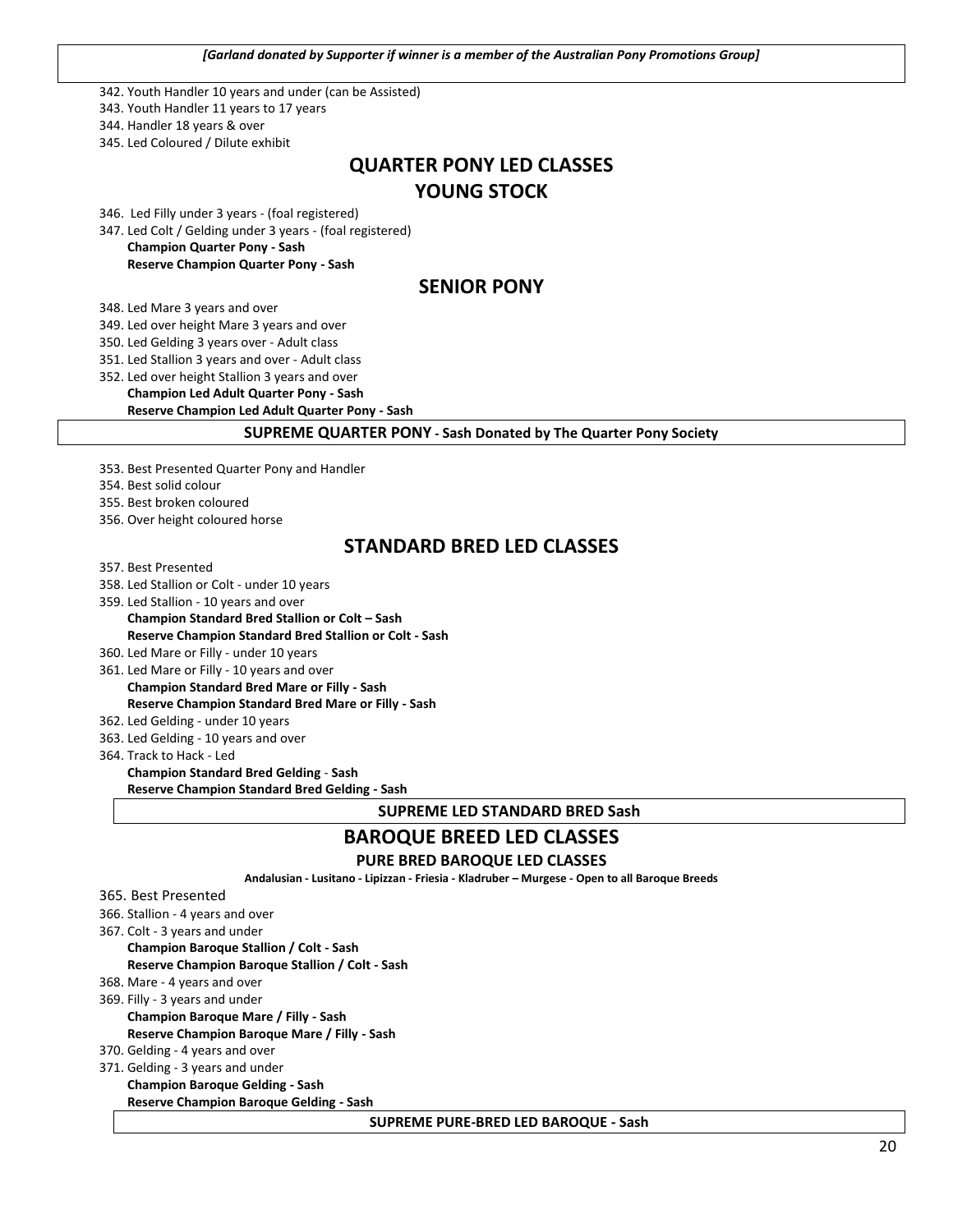*[Garland donated by Supporter if winner is a member of the Australian Pony Promotions Group]*

342. Youth Handler 10 years and under (can be Assisted)
343. Youth Handler 11 years to 17 years
344. Handler 18 years & over
345. Led Coloured / Dilute exhibit

## QUARTER PONY LED CLASSES

## YOUNG STOCK

346. Led Filly under 3 years - (foal registered)
347. Led Colt / Gelding under 3 years - (foal registered)

**Champion Quarter Pony - Sash**
**Reserve Champion Quarter Pony - Sash**

## SENIOR PONY

348. Led Mare 3 years and over
349. Led over height Mare 3 years and over
350. Led Gelding 3 years over - Adult class
351. Led Stallion 3 years and over - Adult class
352. Led over height Stallion 3 years and over

**Champion Led Adult Quarter Pony - Sash**
**Reserve Champion Led Adult Quarter Pony - Sash**

**SUPREME QUARTER PONY - Sash Donated by The Quarter Pony Society**

353. Best Presented Quarter Pony and Handler
354. Best solid colour
355. Best broken coloured
356. Over height coloured horse

## STANDARD BRED LED CLASSES

357. Best Presented
358. Led Stallion or Colt - under 10 years
359. Led Stallion - 10 years and over

**Champion Standard Bred Stallion or Colt – Sash**
**Reserve Champion Standard Bred Stallion or Colt - Sash**

360. Led Mare or Filly - under 10 years
361. Led Mare or Filly - 10 years and over

**Champion Standard Bred Mare or Filly - Sash**
**Reserve Champion Standard Bred Mare or Filly - Sash**

362. Led Gelding - under 10 years
363. Led Gelding - 10 years and over
364. Track to Hack - Led

**Champion Standard Bred Gelding - Sash**
**Reserve Champion Standard Bred Gelding - Sash**

**SUPREME LED STANDARD BRED Sash**

## BAROQUE BREED LED CLASSES

### PURE BRED BAROQUE LED CLASSES

**Andalusian - Lusitano - Lipizzan - Friesia - Kladruber – Murgese - Open to all Baroque Breeds**

365. Best Presented
366. Stallion - 4 years and over
367. Colt - 3 years and under

**Champion Baroque Stallion / Colt - Sash**
**Reserve Champion Baroque Stallion / Colt - Sash**

368. Mare - 4 years and over
369. Filly - 3 years and under

**Champion Baroque Mare / Filly - Sash**
**Reserve Champion Baroque Mare / Filly - Sash**

370. Gelding - 4 years and over
371. Gelding - 3 years and under

**Champion Baroque Gelding - Sash**
**Reserve Champion Baroque Gelding - Sash**

**SUPREME PURE-BRED LED BAROQUE - Sash**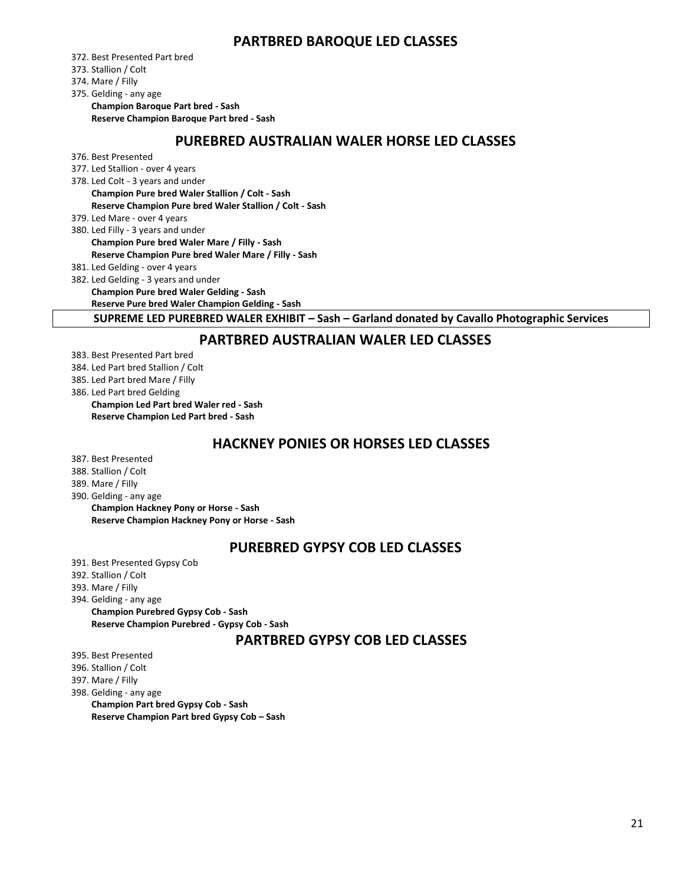## PARTBRED BAROQUE LED CLASSES

372. Best Presented Part bred
373. Stallion / Colt
374. Mare / Filly
375. Gelding - any age

**Champion Baroque Part bred - Sash**
**Reserve Champion Baroque Part bred - Sash**

## PUREBRED AUSTRALIAN WALER HORSE LED CLASSES

376. Best Presented
377. Led Stallion - over 4 years
378. Led Colt - 3 years and under

**Champion Pure bred Waler Stallion / Colt - Sash**
**Reserve Champion Pure bred Waler Stallion / Colt - Sash**

379. Led Mare - over 4 years
380. Led Filly - 3 years and under

**Champion Pure bred Waler Mare / Filly - Sash**
**Reserve Champion Pure bred Waler Mare / Filly - Sash**

381. Led Gelding - over 4 years
382. Led Gelding - 3 years and under

**Champion Pure bred Waler Gelding - Sash**
**Reserve Pure bred Waler Champion Gelding - Sash**

**SUPREME LED PUREBRED WALER EXHIBIT – Sash – Garland donated by Cavallo Photographic Services**

## PARTBRED AUSTRALIAN WALER LED CLASSES

383. Best Presented Part bred
384. Led Part bred Stallion / Colt
385. Led Part bred Mare / Filly
386. Led Part bred Gelding

**Champion Led Part bred Waler red - Sash**
**Reserve Champion Led Part bred - Sash**

## HACKNEY PONIES OR HORSES LED CLASSES

387. Best Presented
388. Stallion / Colt
389. Mare / Filly
390. Gelding - any age

**Champion Hackney Pony or Horse - Sash**
**Reserve Champion Hackney Pony or Horse - Sash**

## PUREBRED GYPSY COB LED CLASSES

391. Best Presented Gypsy Cob
392. Stallion / Colt
393. Mare / Filly
394. Gelding - any age

**Champion Purebred Gypsy Cob - Sash**
**Reserve Champion Purebred - Gypsy Cob - Sash**

## PARTBRED GYPSY COB LED CLASSES

395. Best Presented
396. Stallion / Colt
397. Mare / Filly
398. Gelding - any age

**Champion Part bred Gypsy Cob - Sash**
**Reserve Champion Part bred Gypsy Cob – Sash**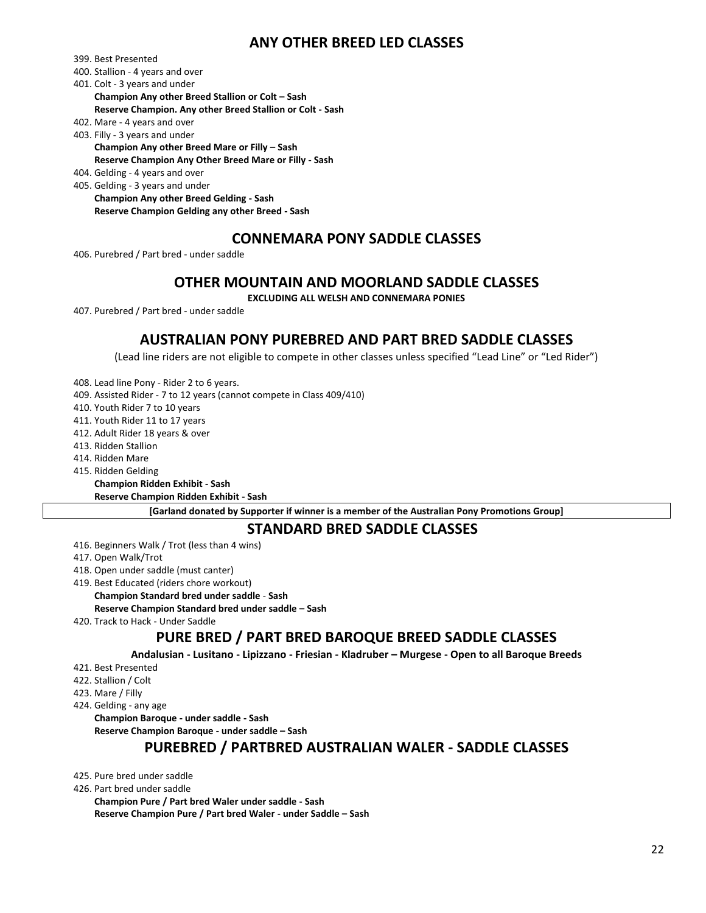## ANY OTHER BREED LED CLASSES

399. Best Presented
400. Stallion - 4 years and over
401. Colt - 3 years and under

**Champion Any other Breed Stallion or Colt – Sash**
**Reserve Champion. Any other Breed Stallion or Colt - Sash**

402. Mare - 4 years and over
403. Filly - 3 years and under

**Champion Any other Breed Mare or Filly – Sash**
**Reserve Champion Any Other Breed Mare or Filly - Sash**

404. Gelding - 4 years and over
405. Gelding - 3 years and under

**Champion Any other Breed Gelding - Sash**
**Reserve Champion Gelding any other Breed - Sash**

## CONNEMARA PONY SADDLE CLASSES

406. Purebred / Part bred - under saddle

## OTHER MOUNTAIN AND MOORLAND SADDLE CLASSES

**EXCLUDING ALL WELSH AND CONNEMARA PONIES**

407. Purebred / Part bred - under saddle

## AUSTRALIAN PONY PUREBRED AND PART BRED SADDLE CLASSES

(Lead line riders are not eligible to compete in other classes unless specified "Lead Line" or "Led Rider")

408. Lead line Pony - Rider 2 to 6 years.
409. Assisted Rider - 7 to 12 years (cannot compete in Class 409/410)
410. Youth Rider 7 to 10 years
411. Youth Rider 11 to 17 years
412. Adult Rider 18 years & over
413. Ridden Stallion
414. Ridden Mare
415. Ridden Gelding

**Champion Ridden Exhibit - Sash**
**Reserve Champion Ridden Exhibit - Sash**

**[Garland donated by Supporter if winner is a member of the Australian Pony Promotions Group]**

## STANDARD BRED SADDLE CLASSES

416. Beginners Walk / Trot (less than 4 wins)
417. Open Walk/Trot
418. Open under saddle (must canter)
419. Best Educated (riders chore workout)

**Champion Standard bred under saddle - Sash**
**Reserve Champion Standard bred under saddle – Sash**

420. Track to Hack - Under Saddle

## PURE BRED / PART BRED BAROQUE BREED SADDLE CLASSES

**Andalusian - Lusitano - Lipizzano - Friesian - Kladruber – Murgese - Open to all Baroque Breeds**

421. Best Presented
422. Stallion / Colt
423. Mare / Filly
424. Gelding - any age

**Champion Baroque - under saddle - Sash**
**Reserve Champion Baroque - under saddle – Sash**

## PUREBRED / PARTBRED AUSTRALIAN WALER - SADDLE CLASSES

425. Pure bred under saddle
426. Part bred under saddle

**Champion Pure / Part bred Waler under saddle - Sash**
**Reserve Champion Pure / Part bred Waler - under Saddle – Sash**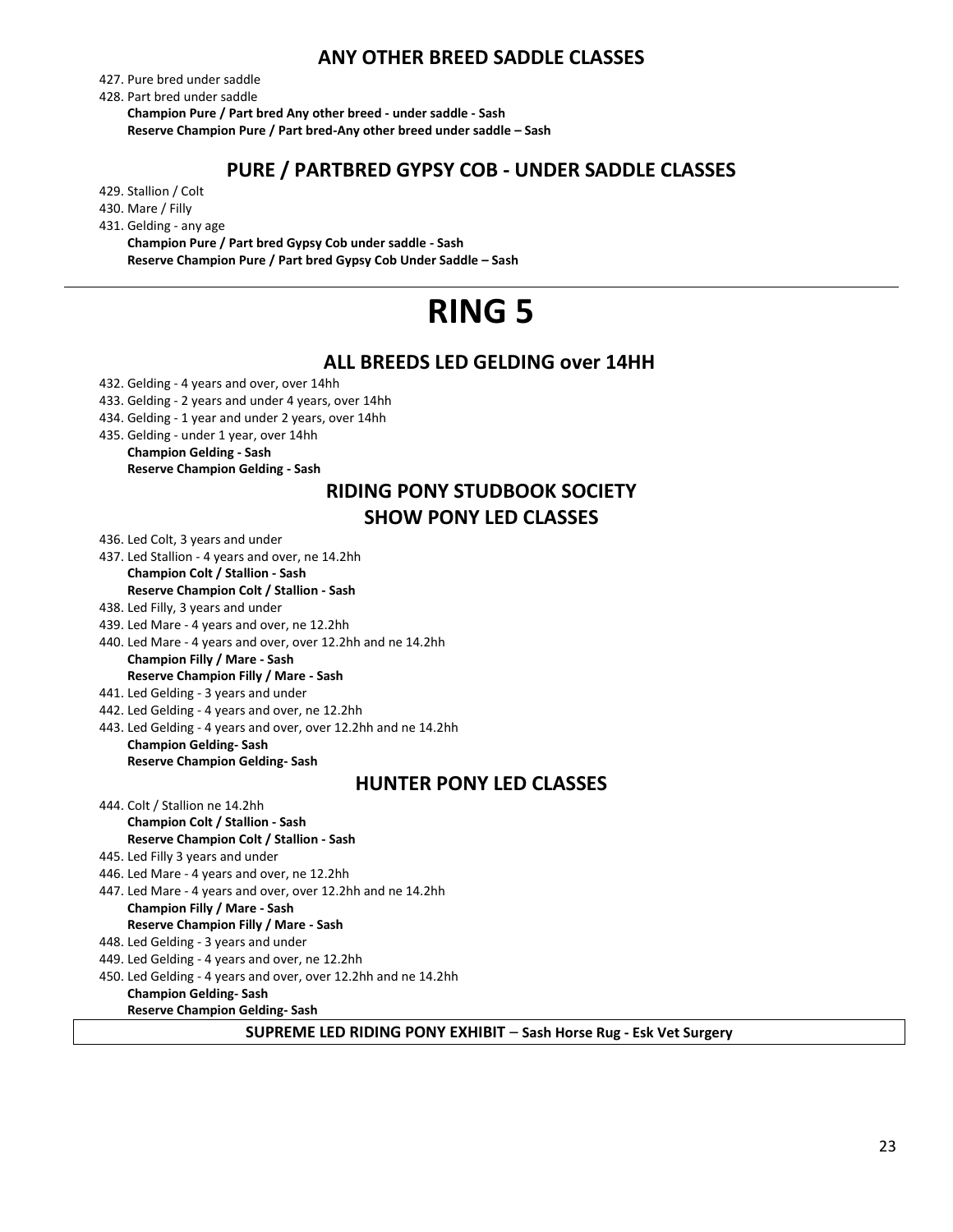## ANY OTHER BREED SADDLE CLASSES

427. Pure bred under saddle
428. Part bred under saddle
    **Champion Pure / Part bred Any other breed - under saddle - Sash**
    **Reserve Champion Pure / Part bred-Any other breed under saddle – Sash**

## PURE / PARTBRED GYPSY COB - UNDER SADDLE CLASSES

429. Stallion / Colt
430. Mare / Filly
431. Gelding - any age
    **Champion Pure / Part bred Gypsy Cob under saddle - Sash**
    **Reserve Champion Pure / Part bred Gypsy Cob Under Saddle – Sash**

---

# RING 5

## ALL BREEDS LED GELDING over 14HH

432. Gelding - 4 years and over, over 14hh
433. Gelding - 2 years and under 4 years, over 14hh
434. Gelding - 1 year and under 2 years, over 14hh
435. Gelding - under 1 year, over 14hh
    **Champion Gelding - Sash**
    **Reserve Champion Gelding - Sash**

## RIDING PONY STUDBOOK SOCIETY
## SHOW PONY LED CLASSES

436. Led Colt, 3 years and under
437. Led Stallion - 4 years and over, ne 14.2hh
    **Champion Colt / Stallion - Sash**
    **Reserve Champion Colt / Stallion - Sash**
438. Led Filly, 3 years and under
439. Led Mare - 4 years and over, ne 12.2hh
440. Led Mare - 4 years and over, over 12.2hh and ne 14.2hh
    **Champion Filly / Mare - Sash**
    **Reserve Champion Filly / Mare - Sash**
441. Led Gelding - 3 years and under
442. Led Gelding - 4 years and over, ne 12.2hh
443. Led Gelding - 4 years and over, over 12.2hh and ne 14.2hh
    **Champion Gelding- Sash**
    **Reserve Champion Gelding- Sash**

## HUNTER PONY LED CLASSES

444. Colt / Stallion ne 14.2hh
    **Champion Colt / Stallion - Sash**
    **Reserve Champion Colt / Stallion - Sash**
445. Led Filly 3 years and under
446. Led Mare - 4 years and over, ne 12.2hh
447. Led Mare - 4 years and over, over 12.2hh and ne 14.2hh
    **Champion Filly / Mare - Sash**
    **Reserve Champion Filly / Mare - Sash**
448. Led Gelding - 3 years and under
449. Led Gelding - 4 years and over, ne 12.2hh
450. Led Gelding - 4 years and over, over 12.2hh and ne 14.2hh
    **Champion Gelding- Sash**
    **Reserve Champion Gelding- Sash**

**SUPREME LED RIDING PONY EXHIBIT – Sash Horse Rug - Esk Vet Surgery**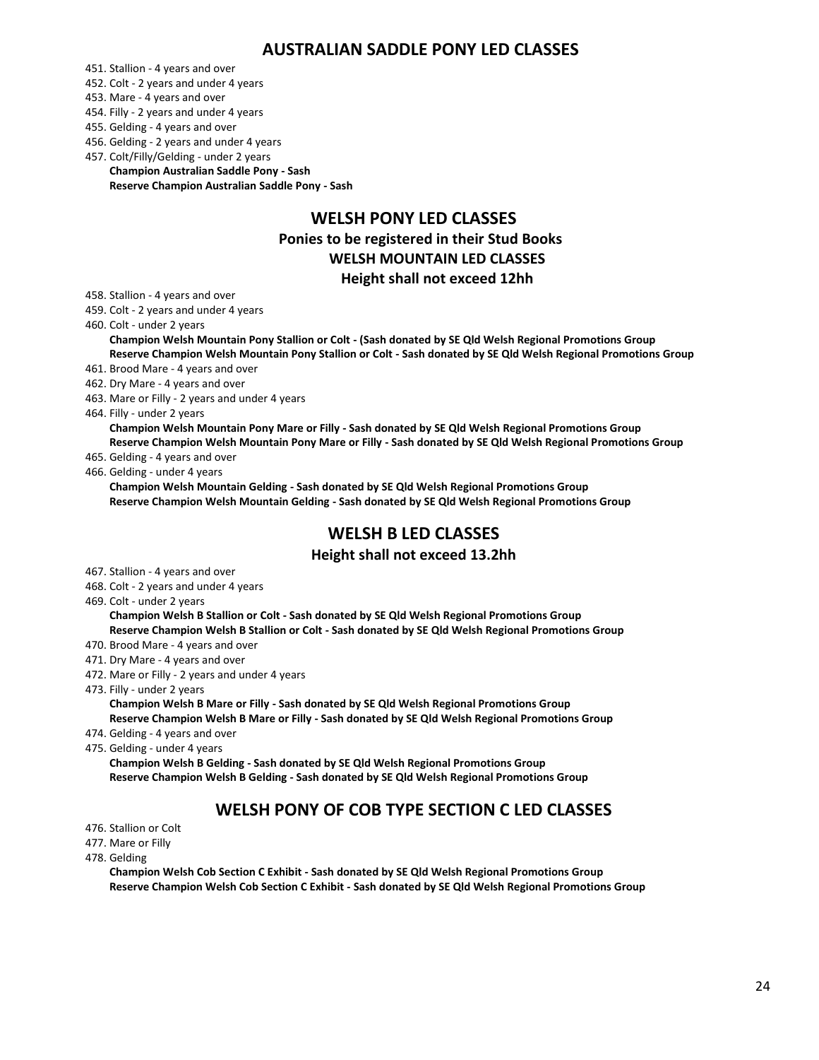## AUSTRALIAN SADDLE PONY LED CLASSES

451. Stallion - 4 years and over
452. Colt - 2 years and under 4 years
453. Mare - 4 years and over
454. Filly - 2 years and under 4 years
455. Gelding - 4 years and over
456. Gelding - 2 years and under 4 years
457. Colt/Filly/Gelding - under 2 years

**Champion Australian Saddle Pony - Sash**
**Reserve Champion Australian Saddle Pony - Sash**

## WELSH PONY LED CLASSES

### Ponies to be registered in their Stud Books

### WELSH MOUNTAIN LED CLASSES

### Height shall not exceed 12hh

458. Stallion - 4 years and over
459. Colt - 2 years and under 4 years
460. Colt - under 2 years

**Champion Welsh Mountain Pony Stallion or Colt - (Sash donated by SE Qld Welsh Regional Promotions Group**
**Reserve Champion Welsh Mountain Pony Stallion or Colt - Sash donated by SE Qld Welsh Regional Promotions Group**

461. Brood Mare - 4 years and over
462. Dry Mare - 4 years and over
463. Mare or Filly - 2 years and under 4 years
464. Filly - under 2 years

**Champion Welsh Mountain Pony Mare or Filly - Sash donated by SE Qld Welsh Regional Promotions Group**
**Reserve Champion Welsh Mountain Pony Mare or Filly - Sash donated by SE Qld Welsh Regional Promotions Group**

465. Gelding - 4 years and over
466. Gelding - under 4 years

**Champion Welsh Mountain Gelding - Sash donated by SE Qld Welsh Regional Promotions Group**
**Reserve Champion Welsh Mountain Gelding - Sash donated by SE Qld Welsh Regional Promotions Group**

## WELSH B LED CLASSES

### Height shall not exceed 13.2hh

467. Stallion - 4 years and over
468. Colt - 2 years and under 4 years
469. Colt - under 2 years

**Champion Welsh B Stallion or Colt - Sash donated by SE Qld Welsh Regional Promotions Group**
**Reserve Champion Welsh B Stallion or Colt - Sash donated by SE Qld Welsh Regional Promotions Group**

470. Brood Mare - 4 years and over
471. Dry Mare - 4 years and over
472. Mare or Filly - 2 years and under 4 years
473. Filly - under 2 years

**Champion Welsh B Mare or Filly - Sash donated by SE Qld Welsh Regional Promotions Group**
**Reserve Champion Welsh B Mare or Filly - Sash donated by SE Qld Welsh Regional Promotions Group**

474. Gelding - 4 years and over
475. Gelding - under 4 years

**Champion Welsh B Gelding - Sash donated by SE Qld Welsh Regional Promotions Group**
**Reserve Champion Welsh B Gelding - Sash donated by SE Qld Welsh Regional Promotions Group**

## WELSH PONY OF COB TYPE SECTION C LED CLASSES

476. Stallion or Colt
477. Mare or Filly
478. Gelding

**Champion Welsh Cob Section C Exhibit - Sash donated by SE Qld Welsh Regional Promotions Group**
**Reserve Champion Welsh Cob Section C Exhibit - Sash donated by SE Qld Welsh Regional Promotions Group**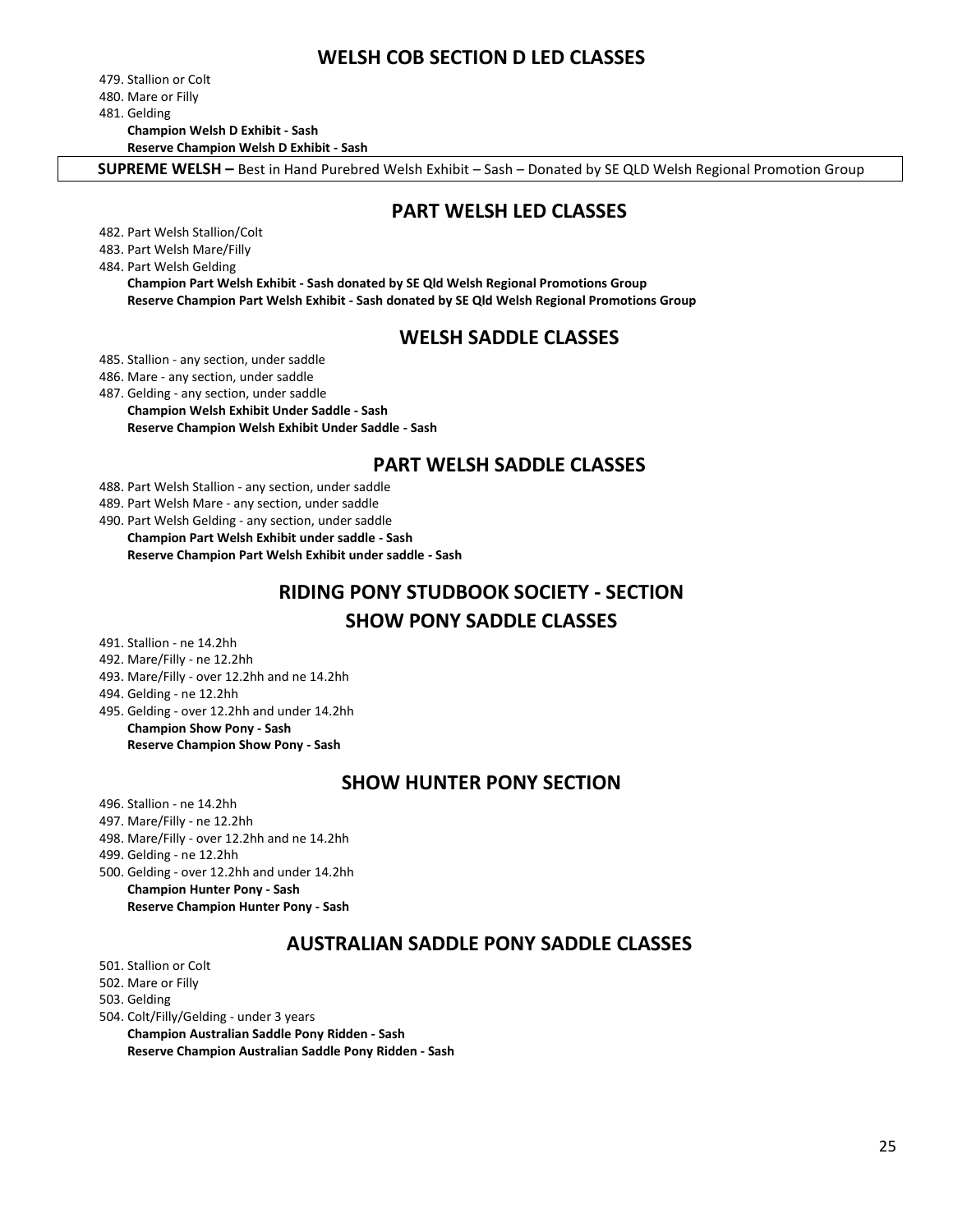## WELSH COB SECTION D LED CLASSES

479. Stallion or Colt
480. Mare or Filly
481. Gelding
   **Champion Welsh D Exhibit - Sash**
   **Reserve Champion Welsh D Exhibit - Sash**

**SUPREME WELSH –** Best in Hand Purebred Welsh Exhibit – Sash – Donated by SE QLD Welsh Regional Promotion Group

## PART WELSH LED CLASSES

482. Part Welsh Stallion/Colt
483. Part Welsh Mare/Filly
484. Part Welsh Gelding
   **Champion Part Welsh Exhibit - Sash donated by SE Qld Welsh Regional Promotions Group**
   **Reserve Champion Part Welsh Exhibit - Sash donated by SE Qld Welsh Regional Promotions Group**

## WELSH SADDLE CLASSES

485. Stallion - any section, under saddle
486. Mare - any section, under saddle
487. Gelding - any section, under saddle
   **Champion Welsh Exhibit Under Saddle - Sash**
   **Reserve Champion Welsh Exhibit Under Saddle - Sash**

## PART WELSH SADDLE CLASSES

488. Part Welsh Stallion - any section, under saddle
489. Part Welsh Mare - any section, under saddle
490. Part Welsh Gelding - any section, under saddle
   **Champion Part Welsh Exhibit under saddle - Sash**
   **Reserve Champion Part Welsh Exhibit under saddle - Sash**

## RIDING PONY STUDBOOK SOCIETY - SECTION
## SHOW PONY SADDLE CLASSES

491. Stallion - ne 14.2hh
492. Mare/Filly - ne 12.2hh
493. Mare/Filly - over 12.2hh and ne 14.2hh
494. Gelding - ne 12.2hh
495. Gelding - over 12.2hh and under 14.2hh
   **Champion Show Pony - Sash**
   **Reserve Champion Show Pony - Sash**

## SHOW HUNTER PONY SECTION

496. Stallion - ne 14.2hh
497. Mare/Filly - ne 12.2hh
498. Mare/Filly - over 12.2hh and ne 14.2hh
499. Gelding - ne 12.2hh
500. Gelding - over 12.2hh and under 14.2hh
   **Champion Hunter Pony - Sash**
   **Reserve Champion Hunter Pony - Sash**

## AUSTRALIAN SADDLE PONY SADDLE CLASSES

501. Stallion or Colt
502. Mare or Filly
503. Gelding
504. Colt/Filly/Gelding - under 3 years
   **Champion Australian Saddle Pony Ridden - Sash**
   **Reserve Champion Australian Saddle Pony Ridden - Sash**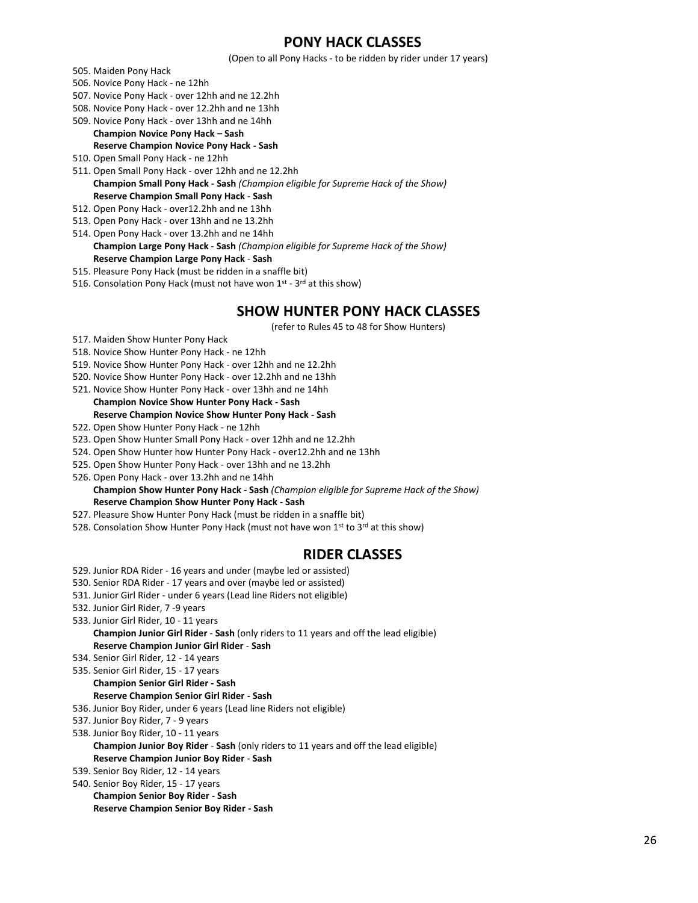## PONY HACK CLASSES

(Open to all Pony Hacks - to be ridden by rider under 17 years)

505. Maiden Pony Hack
506. Novice Pony Hack - ne 12hh
507. Novice Pony Hack - over 12hh and ne 12.2hh
508. Novice Pony Hack - over 12.2hh and ne 13hh
509. Novice Pony Hack - over 13hh and ne 14hh
    **Champion Novice Pony Hack – Sash**
    **Reserve Champion Novice Pony Hack - Sash**
510. Open Small Pony Hack - ne 12hh
511. Open Small Pony Hack - over 12hh and ne 12.2hh
    **Champion Small Pony Hack - Sash** *(Champion eligible for Supreme Hack of the Show)*
    **Reserve Champion Small Pony Hack** - **Sash**
512. Open Pony Hack - over12.2hh and ne 13hh
513. Open Pony Hack - over 13hh and ne 13.2hh
514. Open Pony Hack - over 13.2hh and ne 14hh
    **Champion Large Pony Hack** - **Sash** *(Champion eligible for Supreme Hack of the Show)*
    **Reserve Champion Large Pony Hack** - **Sash**
515. Pleasure Pony Hack (must be ridden in a snaffle bit)
516. Consolation Pony Hack (must not have won 1st - 3rd at this show)

## SHOW HUNTER PONY HACK CLASSES

(refer to Rules 45 to 48 for Show Hunters)

517. Maiden Show Hunter Pony Hack
518. Novice Show Hunter Pony Hack - ne 12hh
519. Novice Show Hunter Pony Hack - over 12hh and ne 12.2hh
520. Novice Show Hunter Pony Hack - over 12.2hh and ne 13hh
521. Novice Show Hunter Pony Hack - over 13hh and ne 14hh
    **Champion Novice Show Hunter Pony Hack - Sash**
    **Reserve Champion Novice Show Hunter Pony Hack - Sash**
522. Open Show Hunter Pony Hack - ne 12hh
523. Open Show Hunter Small Pony Hack - over 12hh and ne 12.2hh
524. Open Show Hunter how Hunter Pony Hack - over12.2hh and ne 13hh
525. Open Show Hunter Pony Hack - over 13hh and ne 13.2hh
526. Open Pony Hack - over 13.2hh and ne 14hh
    **Champion Show Hunter Pony Hack - Sash** *(Champion eligible for Supreme Hack of the Show)*
    **Reserve Champion Show Hunter Pony Hack - Sash**
527. Pleasure Show Hunter Pony Hack (must be ridden in a snaffle bit)
528. Consolation Show Hunter Pony Hack (must not have won 1st to 3rd at this show)

## RIDER CLASSES

529. Junior RDA Rider - 16 years and under (maybe led or assisted)
530. Senior RDA Rider - 17 years and over (maybe led or assisted)
531. Junior Girl Rider - under 6 years (Lead line Riders not eligible)
532. Junior Girl Rider, 7 -9 years
533. Junior Girl Rider, 10 - 11 years
    **Champion Junior Girl Rider** - **Sash** (only riders to 11 years and off the lead eligible)
    **Reserve Champion Junior Girl Rider** - **Sash**
534. Senior Girl Rider, 12 - 14 years
535. Senior Girl Rider, 15 - 17 years
    **Champion Senior Girl Rider - Sash**
    **Reserve Champion Senior Girl Rider - Sash**
536. Junior Boy Rider, under 6 years (Lead line Riders not eligible)
537. Junior Boy Rider, 7 - 9 years
538. Junior Boy Rider, 10 - 11 years
    **Champion Junior Boy Rider** - **Sash** (only riders to 11 years and off the lead eligible)
    **Reserve Champion Junior Boy Rider** - **Sash**
539. Senior Boy Rider, 12 - 14 years
540. Senior Boy Rider, 15 - 17 years
    **Champion Senior Boy Rider - Sash**
    **Reserve Champion Senior Boy Rider - Sash**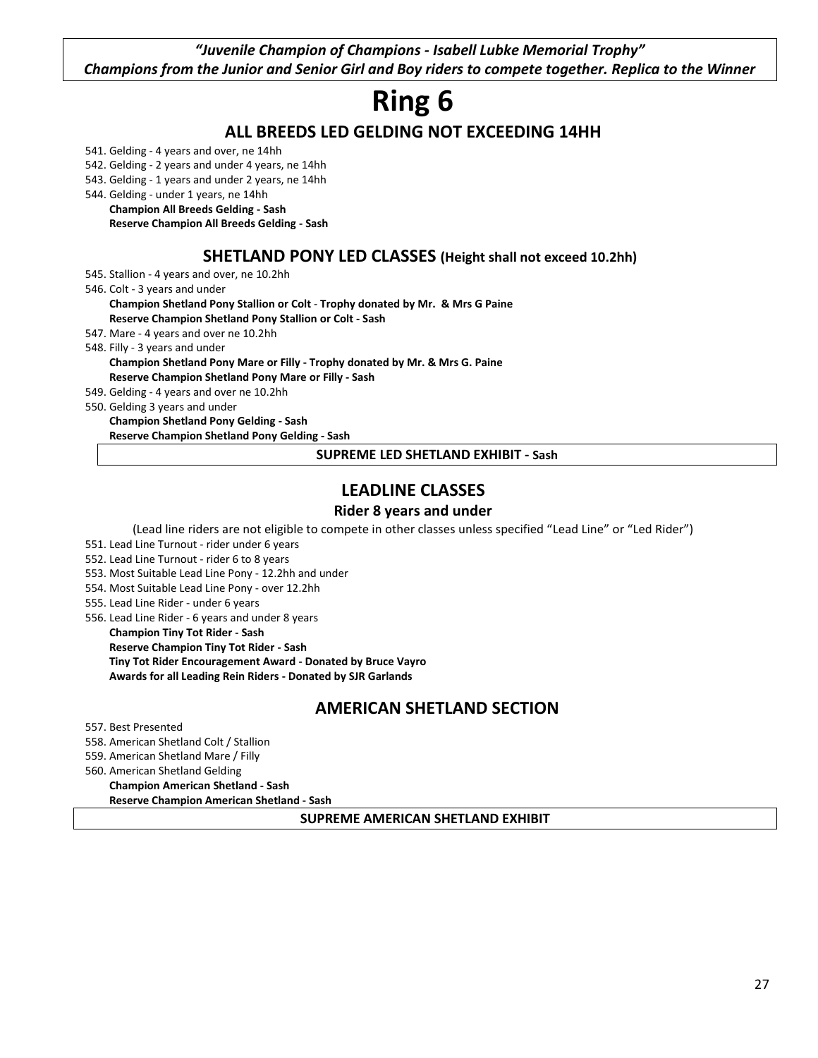***"Juvenile Champion of Champions - Isabell Lubke Memorial Trophy"***
***Champions from the Junior and Senior Girl and Boy riders to compete together. Replica to the Winner***

# Ring 6

## ALL BREEDS LED GELDING NOT EXCEEDING 14HH

541. Gelding - 4 years and over, ne 14hh
542. Gelding - 2 years and under 4 years, ne 14hh
543. Gelding - 1 years and under 2 years, ne 14hh
544. Gelding - under 1 years, ne 14hh

**Champion All Breeds Gelding - Sash**
**Reserve Champion All Breeds Gelding - Sash**

## SHETLAND PONY LED CLASSES (Height shall not exceed 10.2hh)

545. Stallion - 4 years and over, ne 10.2hh
546. Colt - 3 years and under

**Champion Shetland Pony Stallion or Colt - Trophy donated by Mr. & Mrs G Paine**
**Reserve Champion Shetland Pony Stallion or Colt - Sash**

547. Mare - 4 years and over ne 10.2hh
548. Filly - 3 years and under

**Champion Shetland Pony Mare or Filly - Trophy donated by Mr. & Mrs G. Paine**
**Reserve Champion Shetland Pony Mare or Filly - Sash**

549. Gelding - 4 years and over ne 10.2hh
550. Gelding 3 years and under

**Champion Shetland Pony Gelding - Sash**
**Reserve Champion Shetland Pony Gelding - Sash**

**SUPREME LED SHETLAND EXHIBIT - Sash**

## LEADLINE CLASSES

### Rider 8 years and under

(Lead line riders are not eligible to compete in other classes unless specified "Lead Line" or "Led Rider")

551. Lead Line Turnout - rider under 6 years
552. Lead Line Turnout - rider 6 to 8 years
553. Most Suitable Lead Line Pony - 12.2hh and under
554. Most Suitable Lead Line Pony - over 12.2hh
555. Lead Line Rider - under 6 years
556. Lead Line Rider - 6 years and under 8 years

**Champion Tiny Tot Rider - Sash**
**Reserve Champion Tiny Tot Rider - Sash**
**Tiny Tot Rider Encouragement Award - Donated by Bruce Vayro**
**Awards for all Leading Rein Riders - Donated by SJR Garlands**

## AMERICAN SHETLAND SECTION

557. Best Presented
558. American Shetland Colt / Stallion
559. American Shetland Mare / Filly
560. American Shetland Gelding

**Champion American Shetland - Sash**
**Reserve Champion American Shetland - Sash**

**SUPREME AMERICAN SHETLAND EXHIBIT**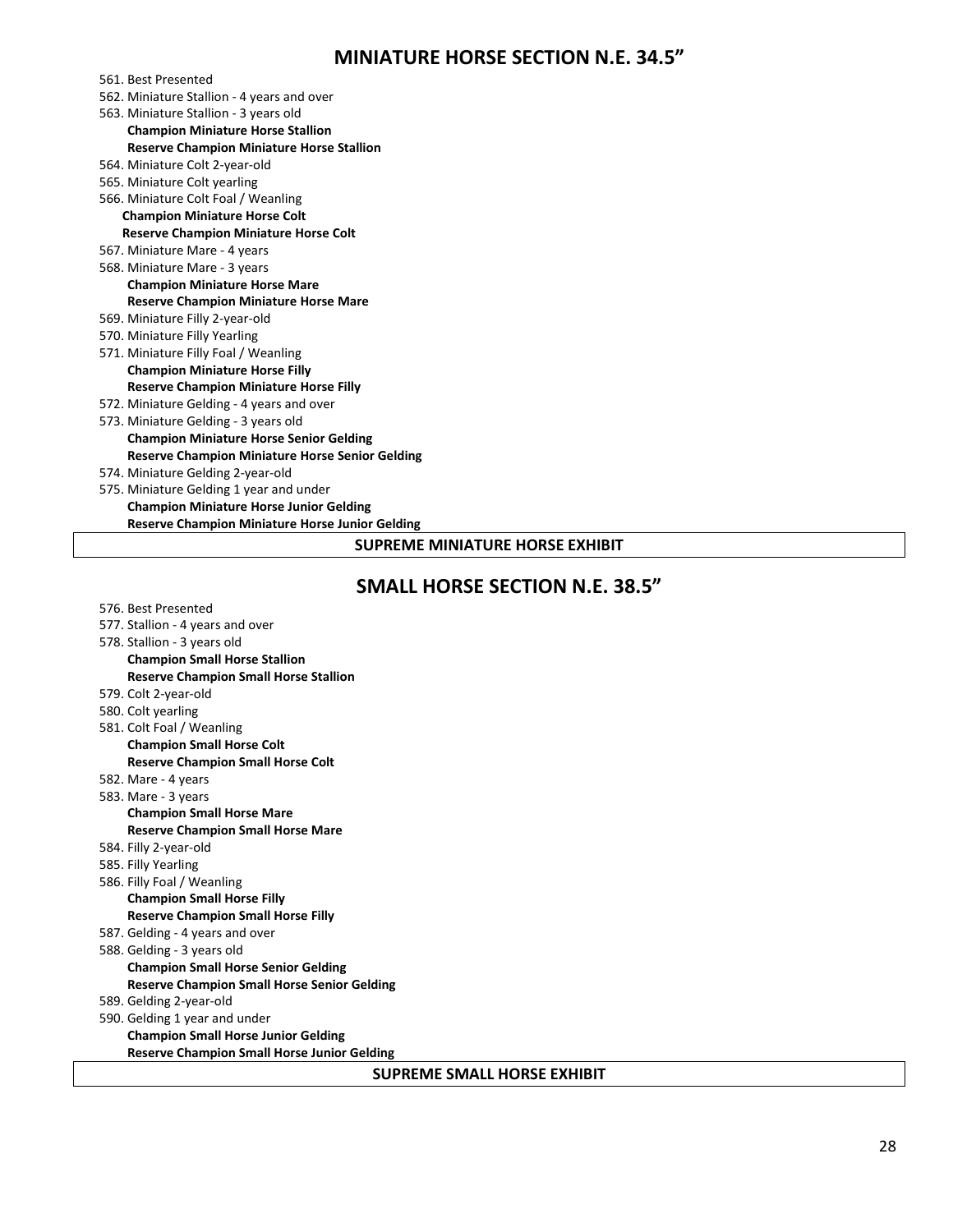## MINIATURE HORSE SECTION N.E. 34.5"

561. Best Presented
562. Miniature Stallion - 4 years and over
563. Miniature Stallion - 3 years old

**Champion Miniature Horse Stallion**
**Reserve Champion Miniature Horse Stallion**

564. Miniature Colt 2-year-old
565. Miniature Colt yearling
566. Miniature Colt Foal / Weanling

**Champion Miniature Horse Colt**
**Reserve Champion Miniature Horse Colt**

567. Miniature Mare - 4 years
568. Miniature Mare - 3 years

**Champion Miniature Horse Mare**
**Reserve Champion Miniature Horse Mare**

569. Miniature Filly 2-year-old
570. Miniature Filly Yearling
571. Miniature Filly Foal / Weanling

**Champion Miniature Horse Filly**
**Reserve Champion Miniature Horse Filly**

572. Miniature Gelding - 4 years and over
573. Miniature Gelding - 3 years old

**Champion Miniature Horse Senior Gelding**
**Reserve Champion Miniature Horse Senior Gelding**

574. Miniature Gelding 2-year-old
575. Miniature Gelding 1 year and under

**Champion Miniature Horse Junior Gelding**
**Reserve Champion Miniature Horse Junior Gelding**

**SUPREME MINIATURE HORSE EXHIBIT**

## SMALL HORSE SECTION N.E. 38.5"

576. Best Presented
577. Stallion - 4 years and over
578. Stallion - 3 years old

**Champion Small Horse Stallion**
**Reserve Champion Small Horse Stallion**

579. Colt 2-year-old
580. Colt yearling
581. Colt Foal / Weanling

**Champion Small Horse Colt**
**Reserve Champion Small Horse Colt**

582. Mare - 4 years
583. Mare - 3 years

**Champion Small Horse Mare**
**Reserve Champion Small Horse Mare**

584. Filly 2-year-old
585. Filly Yearling
586. Filly Foal / Weanling

**Champion Small Horse Filly**
**Reserve Champion Small Horse Filly**

587. Gelding - 4 years and over
588. Gelding - 3 years old

**Champion Small Horse Senior Gelding**
**Reserve Champion Small Horse Senior Gelding**

589. Gelding 2-year-old
590. Gelding 1 year and under

**Champion Small Horse Junior Gelding**
**Reserve Champion Small Horse Junior Gelding**

**SUPREME SMALL HORSE EXHIBIT**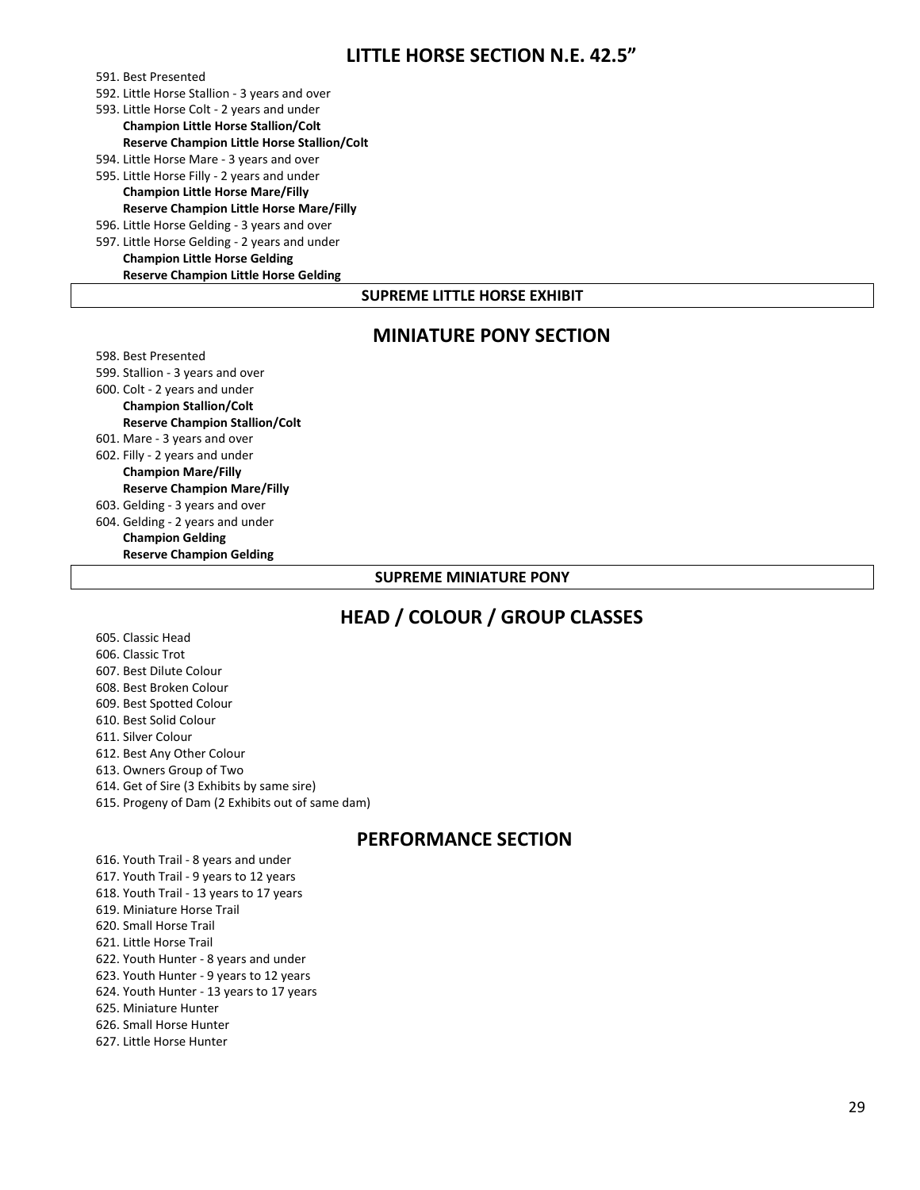## LITTLE HORSE SECTION N.E. 42.5”

591. Best Presented
592. Little Horse Stallion - 3 years and over
593. Little Horse Colt - 2 years and under
     **Champion Little Horse Stallion/Colt**
     **Reserve Champion Little Horse Stallion/Colt**
594. Little Horse Mare - 3 years and over
595. Little Horse Filly - 2 years and under
     **Champion Little Horse Mare/Filly**
     **Reserve Champion Little Horse Mare/Filly**
596. Little Horse Gelding - 3 years and over
597. Little Horse Gelding - 2 years and under
     **Champion Little Horse Gelding**
     **Reserve Champion Little Horse Gelding**

**SUPREME LITTLE HORSE EXHIBIT**

## MINIATURE PONY SECTION

598. Best Presented
599. Stallion - 3 years and over
600. Colt - 2 years and under
     **Champion Stallion/Colt**
     **Reserve Champion Stallion/Colt**
601. Mare - 3 years and over
602. Filly - 2 years and under
     **Champion Mare/Filly**
     **Reserve Champion Mare/Filly**
603. Gelding - 3 years and over
604. Gelding - 2 years and under
     **Champion Gelding**
     **Reserve Champion Gelding**

**SUPREME MINIATURE PONY**

## HEAD / COLOUR / GROUP CLASSES

605. Classic Head
606. Classic Trot
607. Best Dilute Colour
608. Best Broken Colour
609. Best Spotted Colour
610. Best Solid Colour
611. Silver Colour
612. Best Any Other Colour
613. Owners Group of Two
614. Get of Sire (3 Exhibits by same sire)
615. Progeny of Dam (2 Exhibits out of same dam)

## PERFORMANCE SECTION

616. Youth Trail - 8 years and under
617. Youth Trail - 9 years to 12 years
618. Youth Trail - 13 years to 17 years
619. Miniature Horse Trail
620. Small Horse Trail
621. Little Horse Trail
622. Youth Hunter - 8 years and under
623. Youth Hunter - 9 years to 12 years
624. Youth Hunter - 13 years to 17 years
625. Miniature Hunter
626. Small Horse Hunter
627. Little Horse Hunter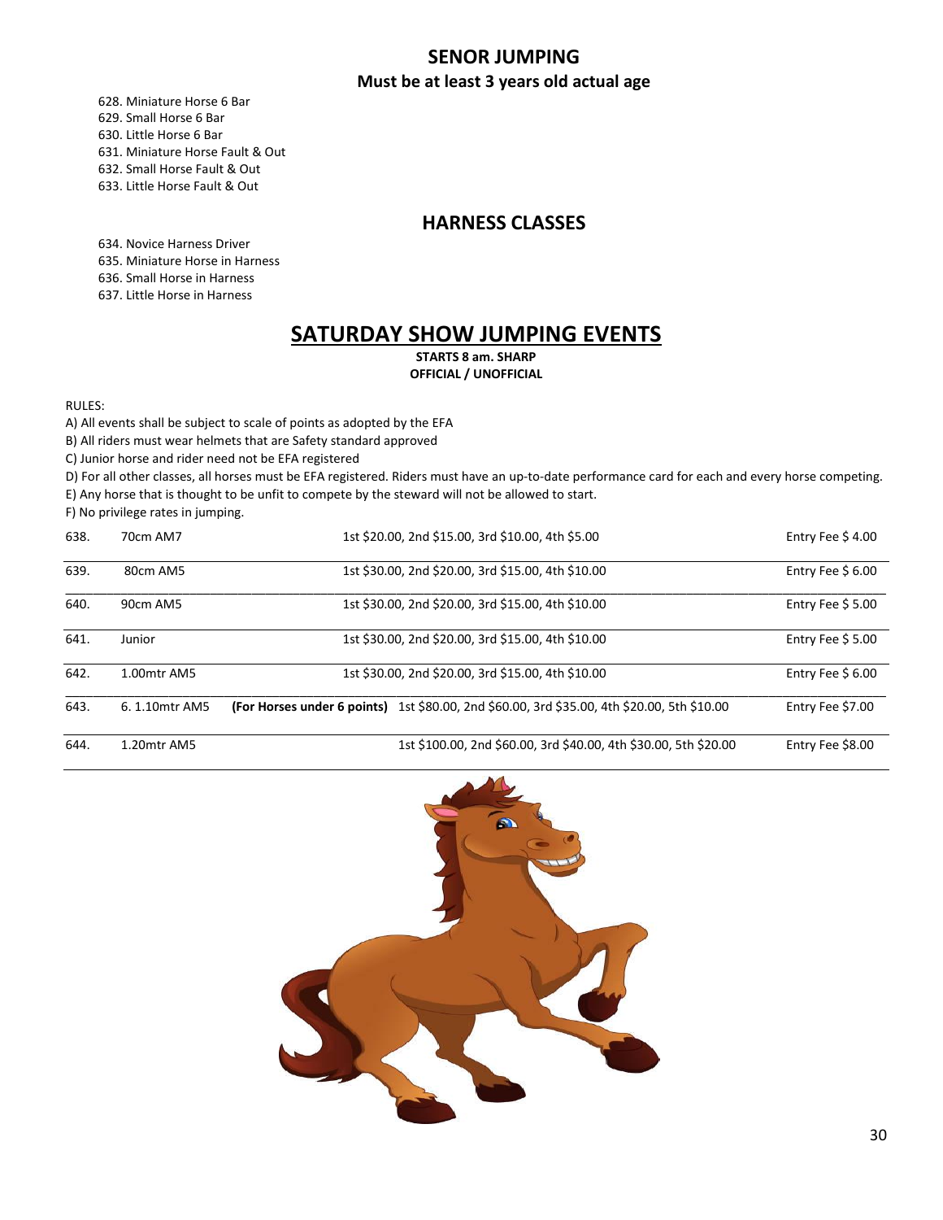## SENOR JUMPING

### Must be at least 3 years old actual age

628. Miniature Horse 6 Bar
629. Small Horse 6 Bar
630. Little Horse 6 Bar
631. Miniature Horse Fault & Out
632. Small Horse Fault & Out
633. Little Horse Fault & Out

## HARNESS CLASSES

634. Novice Harness Driver
635. Miniature Horse in Harness
636. Small Horse in Harness
637. Little Horse in Harness

# SATURDAY SHOW JUMPING EVENTS

**STARTS 8 am. SHARP**
**OFFICIAL / UNOFFICIAL**

RULES:

A) All events shall be subject to scale of points as adopted by the EFA
B) All riders must wear helmets that are Safety standard approved
C) Junior horse and rider need not be EFA registered
D) For all other classes, all horses must be EFA registered. Riders must have an up-to-date performance card for each and every horse competing.
E) Any horse that is thought to be unfit to compete by the steward will not be allowed to start.
F) No privilege rates in jumping.

| | | | | |
|---|---|---|---|---|
| 638. | 70cm AM7 | | 1st $20.00, 2nd $15.00, 3rd $10.00, 4th $5.00 | Entry Fee $ 4.00 |
| 639. | 80cm AM5 | | 1st $30.00, 2nd $20.00, 3rd $15.00, 4th $10.00 | Entry Fee $ 6.00 |
| 640. | 90cm AM5 | | 1st $30.00, 2nd $20.00, 3rd $15.00, 4th $10.00 | Entry Fee $ 5.00 |
| 641. | Junior | | 1st $30.00, 2nd $20.00, 3rd $15.00, 4th $10.00 | Entry Fee $ 5.00 |
| 642. | 1.00mtr AM5 | | 1st $30.00, 2nd $20.00, 3rd $15.00, 4th $10.00 | Entry Fee $ 6.00 |
| 643. | 6. 1.10mtr AM5 | **(For Horses under 6 points)** | 1st $80.00, 2nd $60.00, 3rd $35.00, 4th $20.00, 5th $10.00 | Entry Fee $7.00 |
| 644. | 1.20mtr AM5 | | 1st $100.00, 2nd $60.00, 3rd $40.00, 4th $30.00, 5th $20.00 | Entry Fee $8.00 |